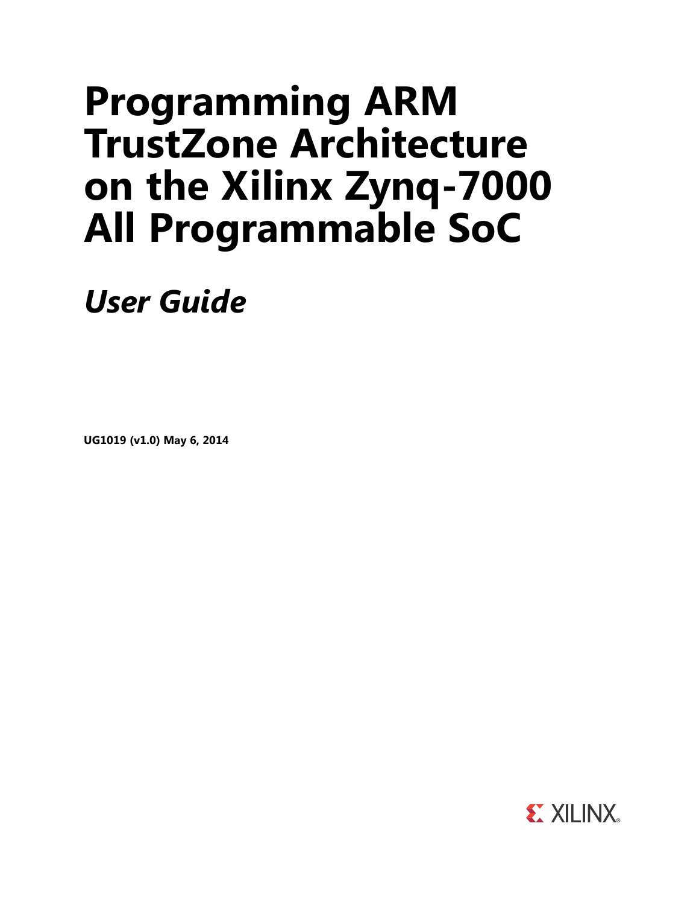# Programming ARM TrustZone Architecture on the Xilinx Zynq-7000 All Programmable SoC

## *User Guide*

**UG1019 (v1.0) May 6, 2014**

XILINX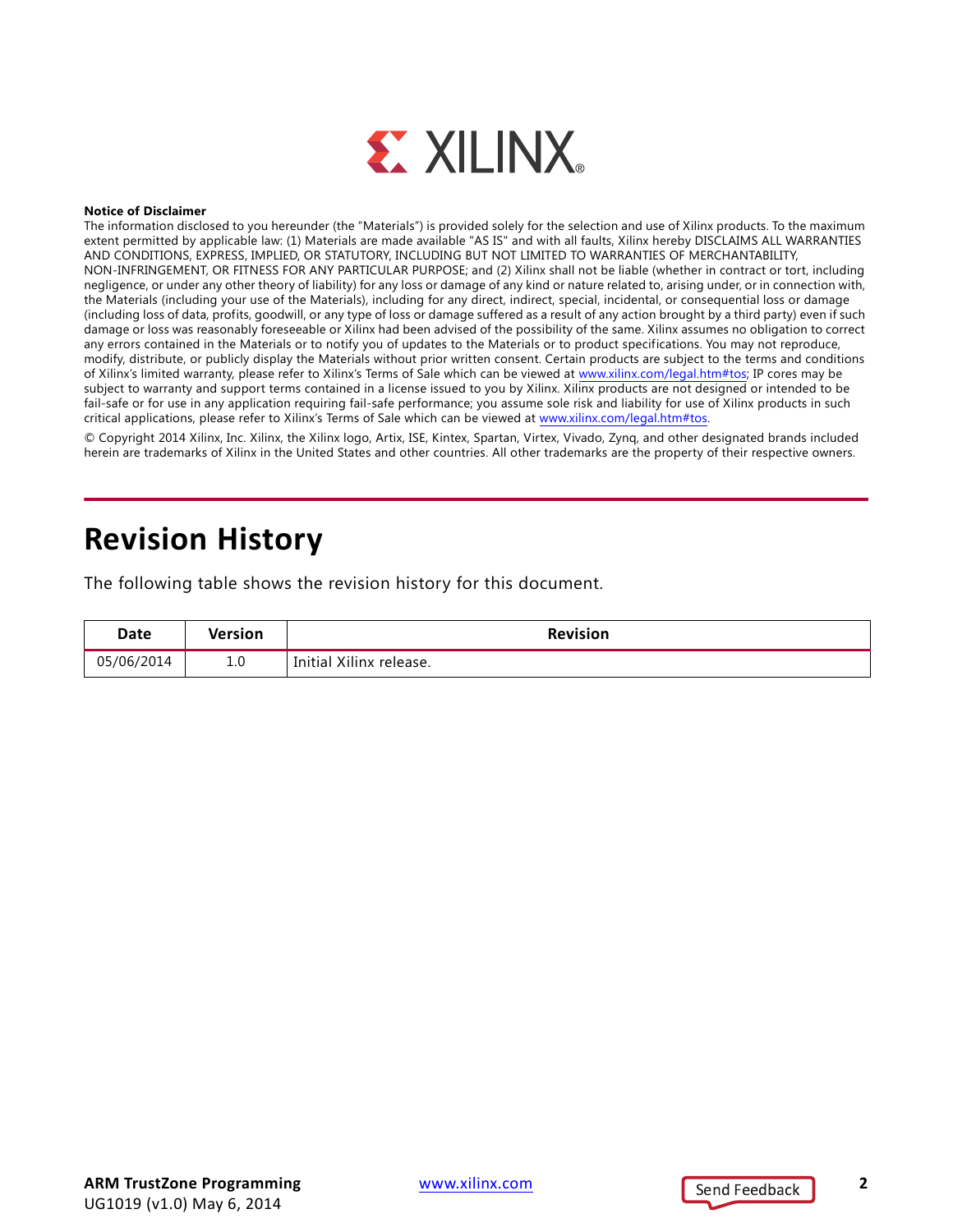**Notice of Disclaimer**

The information disclosed to you hereunder (the "Materials") is provided solely for the selection and use of Xilinx products. To the maximum extent permitted by applicable law: (1) Materials are made available "AS IS" and with all faults, Xilinx hereby DISCLAIMS ALL WARRANTIES AND CONDITIONS, EXPRESS, IMPLIED, OR STATUTORY, INCLUDING BUT NOT LIMITED TO WARRANTIES OF MERCHANTABILITY, NON-INFRINGEMENT, OR FITNESS FOR ANY PARTICULAR PURPOSE; and (2) Xilinx shall not be liable (whether in contract or tort, including negligence, or under any other theory of liability) for any loss or damage of any kind or nature related to, arising under, or in connection with, the Materials (including your use of the Materials), including for any direct, indirect, special, incidental, or consequential loss or damage (including loss of data, profits, goodwill, or any type of loss or damage suffered as a result of any action brought by a third party) even if such damage or loss was reasonably foreseeable or Xilinx had been advised of the possibility of the same. Xilinx assumes no obligation to correct any errors contained in the Materials or to notify you of updates to the Materials or to product specifications. You may not reproduce, modify, distribute, or publicly display the Materials without prior written consent. Certain products are subject to the terms and conditions of Xilinx's limited warranty, please refer to Xilinx's Terms of Sale which can be viewed at www.xilinx.com/legal.htm#tos; IP cores may be subject to warranty and support terms contained in a license issued to you by Xilinx. Xilinx products are not designed or intended to be fail-safe or for use in any application requiring fail-safe performance; you assume sole risk and liability for use of Xilinx products in such critical applications, please refer to Xilinx's Terms of Sale which can be viewed at www.xilinx.com/legal.htm#tos.

© Copyright 2014 Xilinx, Inc. Xilinx, the Xilinx logo, Artix, ISE, Kintex, Spartan, Virtex, Vivado, Zynq, and other designated brands included herein are trademarks of Xilinx in the United States and other countries. All other trademarks are the property of their respective owners.

# Revision History

The following table shows the revision history for this document.

| Date | Version | Revision |
|---|---|---|
| 05/06/2014 | 1.0 | Initial Xilinx release. |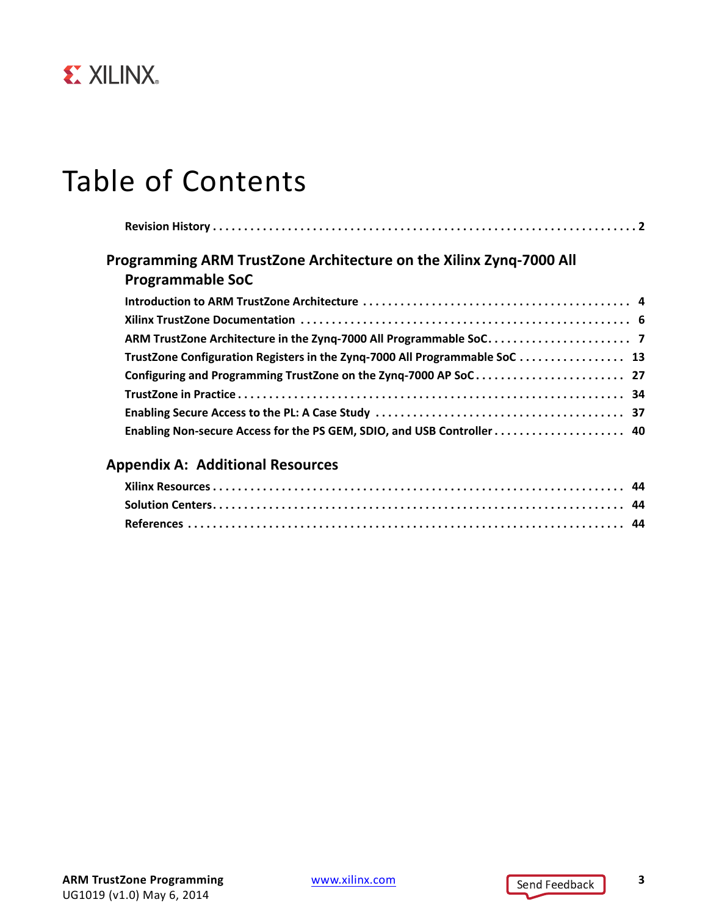# Table of Contents

**Revision History** . . . . . . . . . . . . . . . . . . . . . . . . . . . . . . . . . . . . . . . . . . . . . . . . . . . . . . . . . . . . 2

## Programming ARM TrustZone Architecture on the Xilinx Zynq-7000 All Programmable SoC

**Introduction to ARM TrustZone Architecture** . . . . . . . . . . . . . . . . . . . . . . . . . . . . . . . . . . . . . . . . . 4

**Xilinx TrustZone Documentation** . . . . . . . . . . . . . . . . . . . . . . . . . . . . . . . . . . . . . . . . . . . . . . . . . . . 6

**ARM TrustZone Architecture in the Zynq-7000 All Programmable SoC** . . . . . . . . . . . . . . . . . . . . . . . 7

**TrustZone Configuration Registers in the Zynq-7000 All Programmable SoC** . . . . . . . . . . . . . . . . . 13

**Configuring and Programming TrustZone on the Zynq-7000 AP SoC** . . . . . . . . . . . . . . . . . . . . . . . . 27

**TrustZone in Practice** . . . . . . . . . . . . . . . . . . . . . . . . . . . . . . . . . . . . . . . . . . . . . . . . . . . . . . . . . . 34

**Enabling Secure Access to the PL: A Case Study** . . . . . . . . . . . . . . . . . . . . . . . . . . . . . . . . . . . . . . 37

**Enabling Non-secure Access for the PS GEM, SDIO, and USB Controller** . . . . . . . . . . . . . . . . . . . . . 40

## Appendix A: Additional Resources

**Xilinx Resources** . . . . . . . . . . . . . . . . . . . . . . . . . . . . . . . . . . . . . . . . . . . . . . . . . . . . . . . . . . . . . 44

**Solution Centers** . . . . . . . . . . . . . . . . . . . . . . . . . . . . . . . . . . . . . . . . . . . . . . . . . . . . . . . . . . . . . 44

**References** . . . . . . . . . . . . . . . . . . . . . . . . . . . . . . . . . . . . . . . . . . . . . . . . . . . . . . . . . . . . . . . . . 44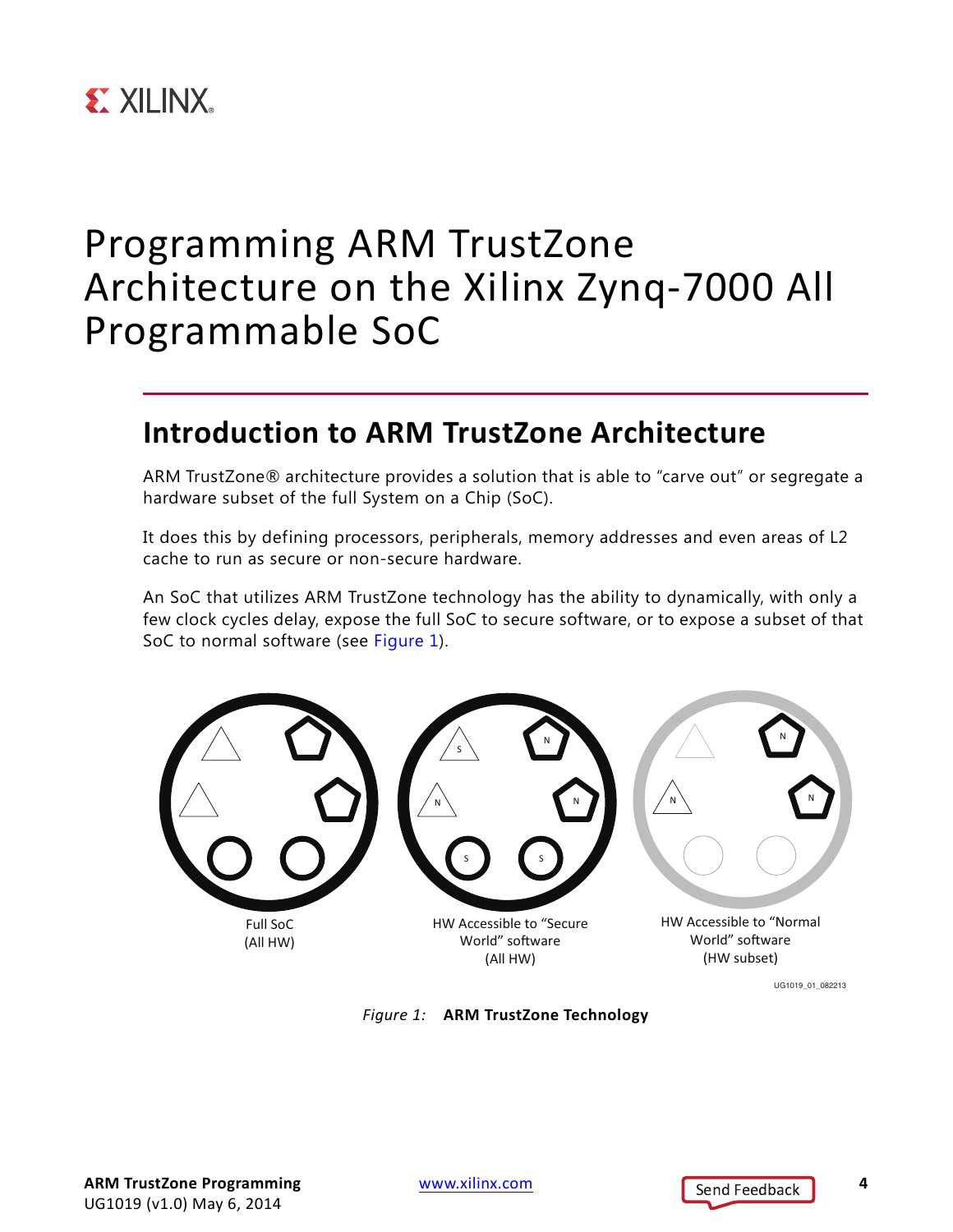# Programming ARM TrustZone Architecture on the Xilinx Zynq-7000 All Programmable SoC

## Introduction to ARM TrustZone Architecture

ARM TrustZone® architecture provides a solution that is able to "carve out" or segregate a hardware subset of the full System on a Chip (SoC).

It does this by defining processors, peripherals, memory addresses and even areas of L2 cache to run as secure or non-secure hardware.

An SoC that utilizes ARM TrustZone technology has the ability to dynamically, with only a few clock cycles delay, expose the full SoC to secure software, or to expose a subset of that SoC to normal software (see Figure 1).

Full SoC (All HW)

HW Accessible to "Secure World" software (All HW)

HW Accessible to "Normal World" software (HW subset)

UG1019_01_082213

*Figure 1:* **ARM TrustZone Technology**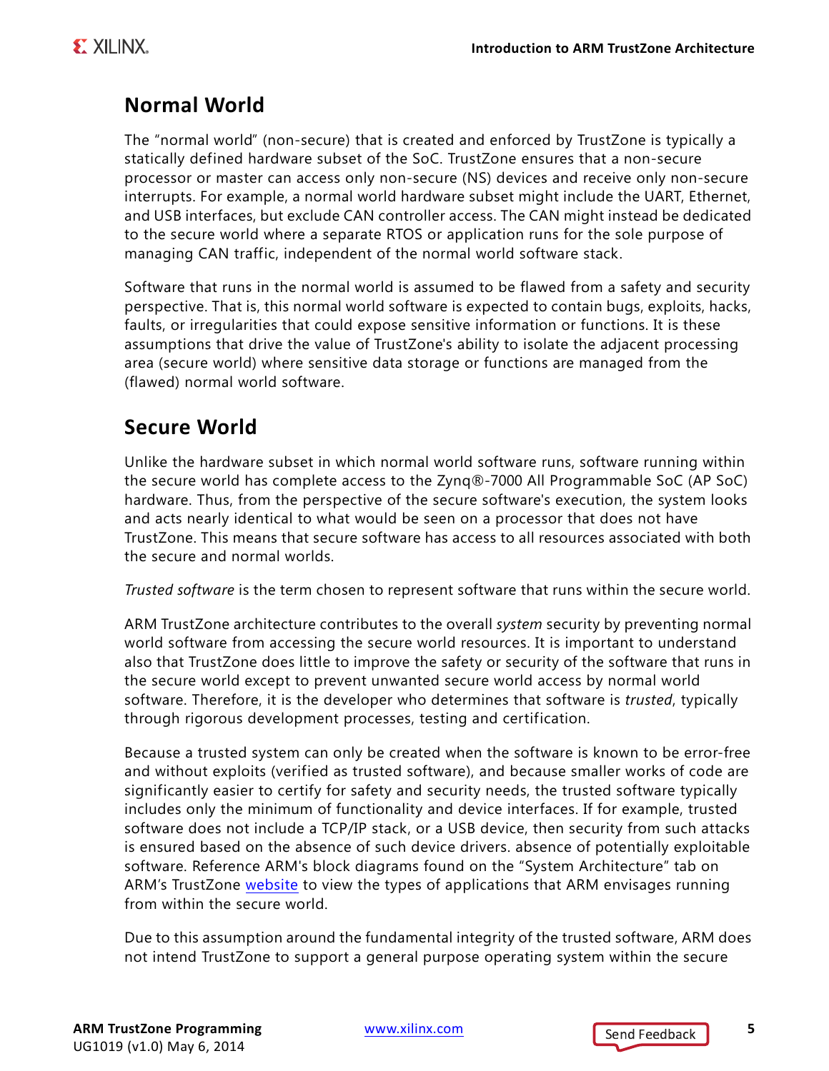## Normal World

The "normal world" (non-secure) that is created and enforced by TrustZone is typically a statically defined hardware subset of the SoC. TrustZone ensures that a non-secure processor or master can access only non-secure (NS) devices and receive only non-secure interrupts. For example, a normal world hardware subset might include the UART, Ethernet, and USB interfaces, but exclude CAN controller access. The CAN might instead be dedicated to the secure world where a separate RTOS or application runs for the sole purpose of managing CAN traffic, independent of the normal world software stack.

Software that runs in the normal world is assumed to be flawed from a safety and security perspective. That is, this normal world software is expected to contain bugs, exploits, hacks, faults, or irregularities that could expose sensitive information or functions. It is these assumptions that drive the value of TrustZone's ability to isolate the adjacent processing area (secure world) where sensitive data storage or functions are managed from the (flawed) normal world software.

## Secure World

Unlike the hardware subset in which normal world software runs, software running within the secure world has complete access to the Zynq®-7000 All Programmable SoC (AP SoC) hardware. Thus, from the perspective of the secure software's execution, the system looks and acts nearly identical to what would be seen on a processor that does not have TrustZone. This means that secure software has access to all resources associated with both the secure and normal worlds.

*Trusted software* is the term chosen to represent software that runs within the secure world.

ARM TrustZone architecture contributes to the overall *system* security by preventing normal world software from accessing the secure world resources. It is important to understand also that TrustZone does little to improve the safety or security of the software that runs in the secure world except to prevent unwanted secure world access by normal world software. Therefore, it is the developer who determines that software is *trusted*, typically through rigorous development processes, testing and certification.

Because a trusted system can only be created when the software is known to be error-free and without exploits (verified as trusted software), and because smaller works of code are significantly easier to certify for safety and security needs, the trusted software typically includes only the minimum of functionality and device interfaces. If for example, trusted software does not include a TCP/IP stack, or a USB device, then security from such attacks is ensured based on the absence of such device drivers. absence of potentially exploitable software. Reference ARM's block diagrams found on the "System Architecture" tab on ARM's TrustZone website to view the types of applications that ARM envisages running from within the secure world.

Due to this assumption around the fundamental integrity of the trusted software, ARM does not intend TrustZone to support a general purpose operating system within the secure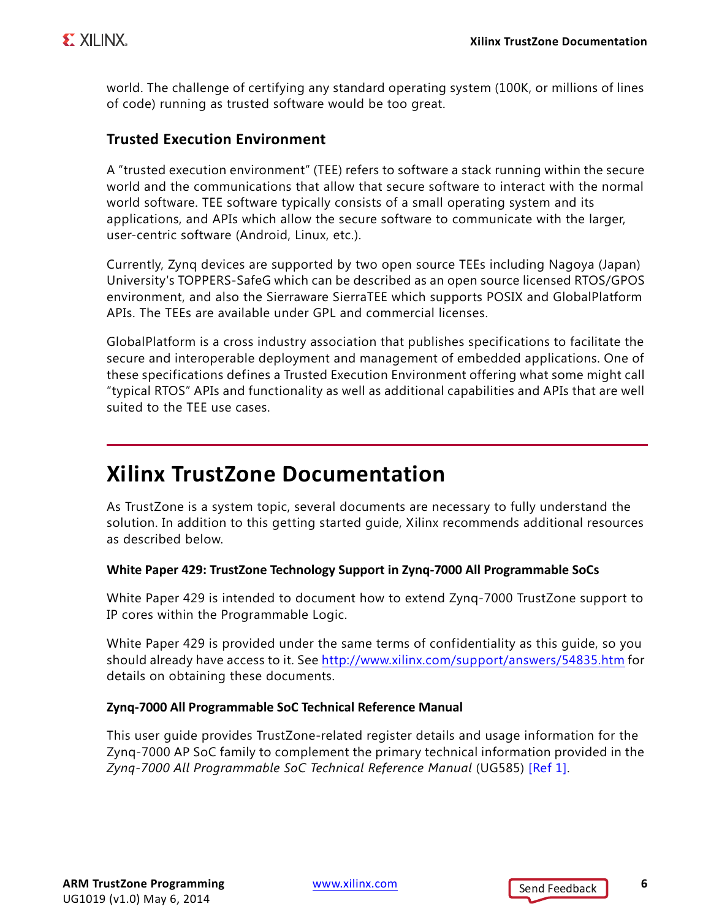world. The challenge of certifying any standard operating system (100K, or millions of lines of code) running as trusted software would be too great.

### Trusted Execution Environment

A "trusted execution environment" (TEE) refers to software a stack running within the secure world and the communications that allow that secure software to interact with the normal world software. TEE software typically consists of a small operating system and its applications, and APIs which allow the secure software to communicate with the larger, user-centric software (Android, Linux, etc.).

Currently, Zynq devices are supported by two open source TEEs including Nagoya (Japan) University's TOPPERS-SafeG which can be described as an open source licensed RTOS/GPOS environment, and also the Sierraware SierraTEE which supports POSIX and GlobalPlatform APIs. The TEEs are available under GPL and commercial licenses.

GlobalPlatform is a cross industry association that publishes specifications to facilitate the secure and interoperable deployment and management of embedded applications. One of these specifications defines a Trusted Execution Environment offering what some might call "typical RTOS" APIs and functionality as well as additional capabilities and APIs that are well suited to the TEE use cases.

## Xilinx TrustZone Documentation

As TrustZone is a system topic, several documents are necessary to fully understand the solution. In addition to this getting started guide, Xilinx recommends additional resources as described below.

#### White Paper 429: TrustZone Technology Support in Zynq-7000 All Programmable SoCs

White Paper 429 is intended to document how to extend Zynq-7000 TrustZone support to IP cores within the Programmable Logic.

White Paper 429 is provided under the same terms of confidentiality as this guide, so you should already have access to it. See http://www.xilinx.com/support/answers/54835.htm for details on obtaining these documents.

#### Zynq-7000 All Programmable SoC Technical Reference Manual

This user guide provides TrustZone-related register details and usage information for the Zynq-7000 AP SoC family to complement the primary technical information provided in the *Zynq-7000 All Programmable SoC Technical Reference Manual* (UG585) [Ref 1].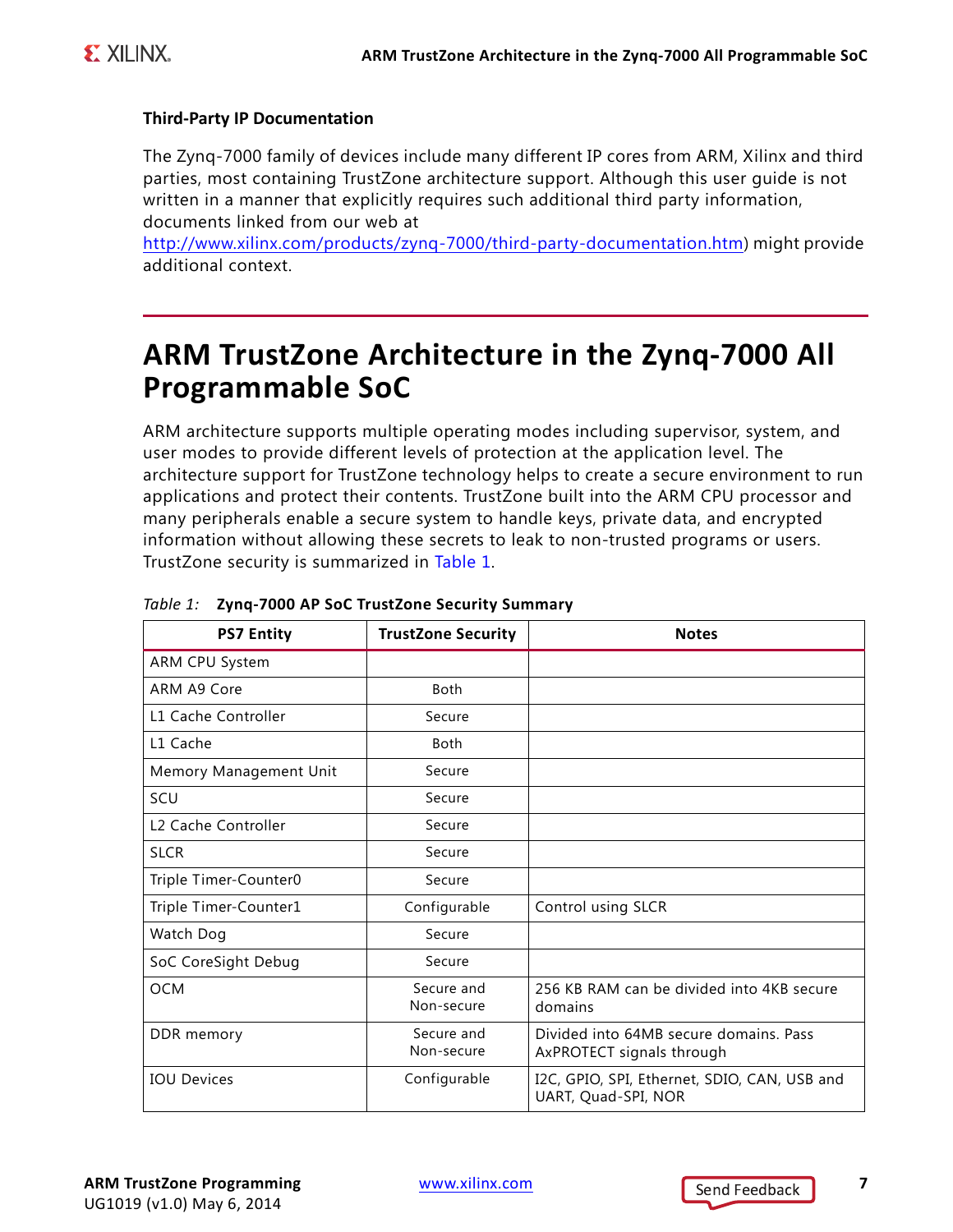### Third-Party IP Documentation

The Zynq-7000 family of devices include many different IP cores from ARM, Xilinx and third parties, most containing TrustZone architecture support. Although this user guide is not written in a manner that explicitly requires such additional third party information, documents linked from our web at http://www.xilinx.com/products/zynq-7000/third-party-documentation.htm) might provide additional context.

# ARM TrustZone Architecture in the Zynq-7000 All Programmable SoC

ARM architecture supports multiple operating modes including supervisor, system, and user modes to provide different levels of protection at the application level. The architecture support for TrustZone technology helps to create a secure environment to run applications and protect their contents. TrustZone built into the ARM CPU processor and many peripherals enable a secure system to handle keys, private data, and encrypted information without allowing these secrets to leak to non-trusted programs or users. TrustZone security is summarized in Table 1.

*Table 1:* **Zynq-7000 AP SoC TrustZone Security Summary**

| PS7 Entity | TrustZone Security | Notes |
|---|---|---|
| ARM CPU System | | |
| ARM A9 Core | Both | |
| L1 Cache Controller | Secure | |
| L1 Cache | Both | |
| Memory Management Unit | Secure | |
| SCU | Secure | |
| L2 Cache Controller | Secure | |
| SLCR | Secure | |
| Triple Timer-Counter0 | Secure | |
| Triple Timer-Counter1 | Configurable | Control using SLCR |
| Watch Dog | Secure | |
| SoC CoreSight Debug | Secure | |
| OCM | Secure and Non-secure | 256 KB RAM can be divided into 4KB secure domains |
| DDR memory | Secure and Non-secure | Divided into 64MB secure domains. Pass AxPROTECT signals through |
| IOU Devices | Configurable | I2C, GPIO, SPI, Ethernet, SDIO, CAN, USB and UART, Quad-SPI, NOR |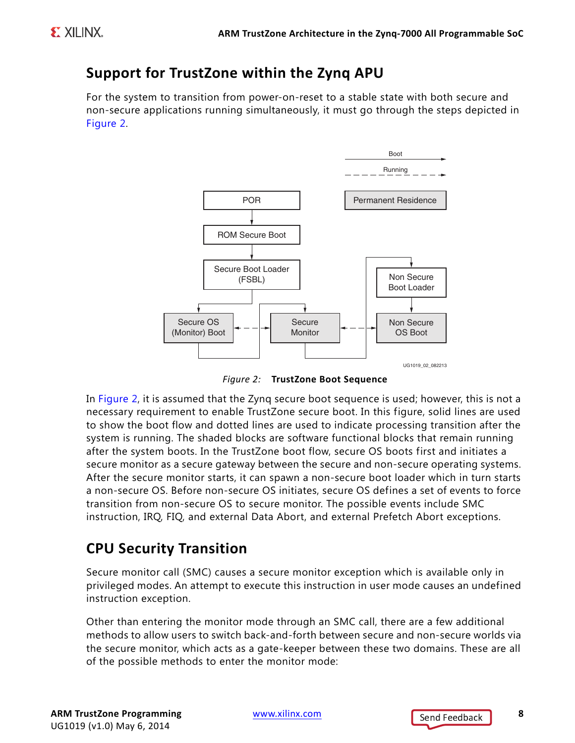## Support for TrustZone within the Zynq APU

For the system to transition from power-on-reset to a stable state with both secure and non-secure applications running simultaneously, it must go through the steps depicted in Figure 2.

*Figure 2:* **TrustZone Boot Sequence**

In Figure 2, it is assumed that the Zynq secure boot sequence is used; however, this is not a necessary requirement to enable TrustZone secure boot. In this figure, solid lines are used to show the boot flow and dotted lines are used to indicate processing transition after the system is running. The shaded blocks are software functional blocks that remain running after the system boots. In the TrustZone boot flow, secure OS boots first and initiates a secure monitor as a secure gateway between the secure and non-secure operating systems. After the secure monitor starts, it can spawn a non-secure boot loader which in turn starts a non-secure OS. Before non-secure OS initiates, secure OS defines a set of events to force transition from non-secure OS to secure monitor. The possible events include SMC instruction, IRQ, FIQ, and external Data Abort, and external Prefetch Abort exceptions.

## CPU Security Transition

Secure monitor call (SMC) causes a secure monitor exception which is available only in privileged modes. An attempt to execute this instruction in user mode causes an undefined instruction exception.

Other than entering the monitor mode through an SMC call, there are a few additional methods to allow users to switch back-and-forth between secure and non-secure worlds via the secure monitor, which acts as a gate-keeper between these two domains. These are all of the possible methods to enter the monitor mode: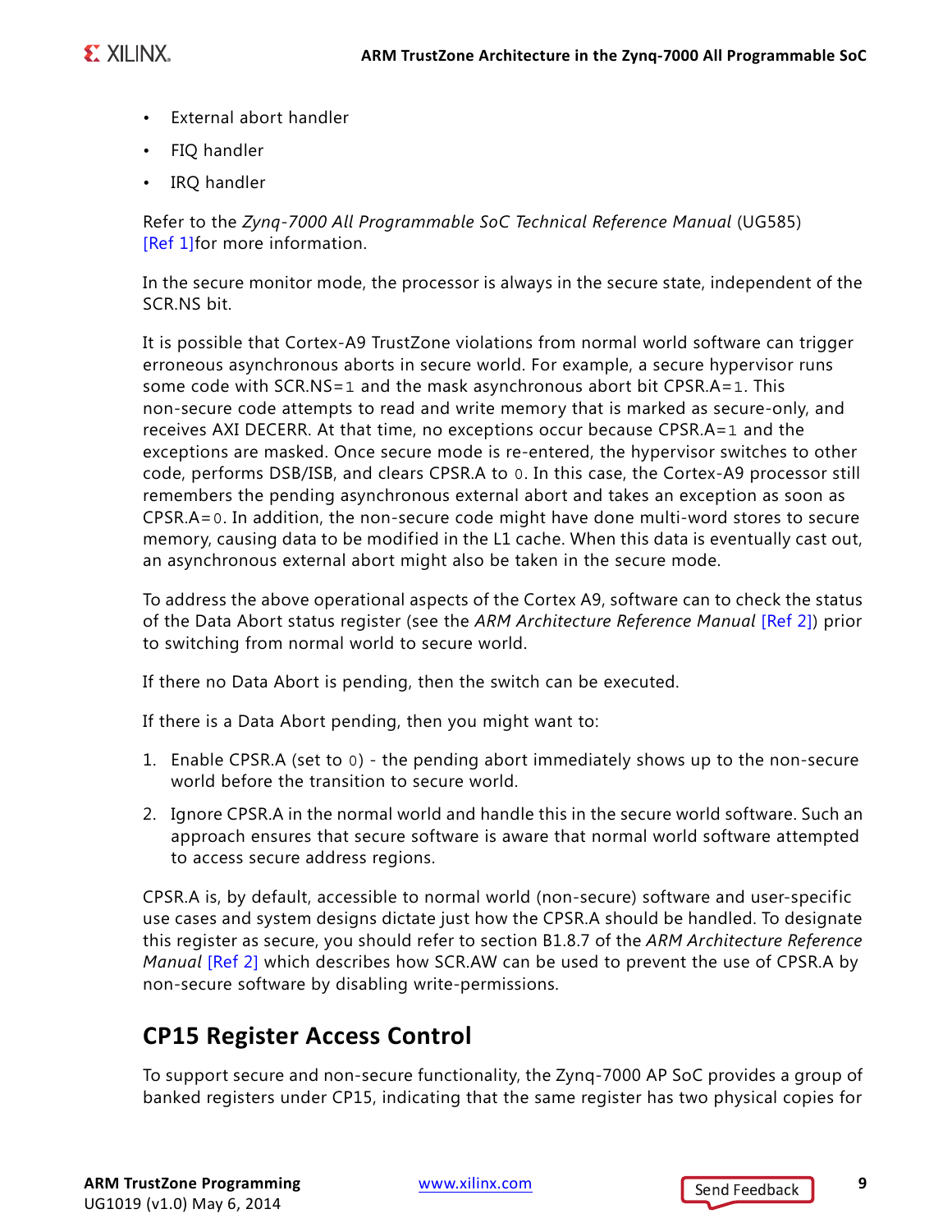- External abort handler
- FIQ handler
- IRQ handler

Refer to the *Zynq-7000 All Programmable SoC Technical Reference Manual* (UG585) [Ref 1]for more information.

In the secure monitor mode, the processor is always in the secure state, independent of the SCR.NS bit.

It is possible that Cortex-A9 TrustZone violations from normal world software can trigger erroneous asynchronous aborts in secure world. For example, a secure hypervisor runs some code with SCR.NS=`1` and the mask asynchronous abort bit CPSR.A=`1`. This non-secure code attempts to read and write memory that is marked as secure-only, and receives AXI DECERR. At that time, no exceptions occur because CPSR.A=`1` and the exceptions are masked. Once secure mode is re-entered, the hypervisor switches to other code, performs DSB/ISB, and clears CPSR.A to `0`. In this case, the Cortex-A9 processor still remembers the pending asynchronous external abort and takes an exception as soon as CPSR.A=`0`. In addition, the non-secure code might have done multi-word stores to secure memory, causing data to be modified in the L1 cache. When this data is eventually cast out, an asynchronous external abort might also be taken in the secure mode.

To address the above operational aspects of the Cortex A9, software can to check the status of the Data Abort status register (see the *ARM Architecture Reference Manual* [Ref 2]) prior to switching from normal world to secure world.

If there no Data Abort is pending, then the switch can be executed.

If there is a Data Abort pending, then you might want to:

1. Enable CPSR.A (set to `0`) - the pending abort immediately shows up to the non-secure world before the transition to secure world.
2. Ignore CPSR.A in the normal world and handle this in the secure world software. Such an approach ensures that secure software is aware that normal world software attempted to access secure address regions.

CPSR.A is, by default, accessible to normal world (non-secure) software and user-specific use cases and system designs dictate just how the CPSR.A should be handled. To designate this register as secure, you should refer to section B1.8.7 of the *ARM Architecture Reference Manual* [Ref 2] which describes how SCR.AW can be used to prevent the use of CPSR.A by non-secure software by disabling write-permissions.

## CP15 Register Access Control

To support secure and non-secure functionality, the Zynq-7000 AP SoC provides a group of banked registers under CP15, indicating that the same register has two physical copies for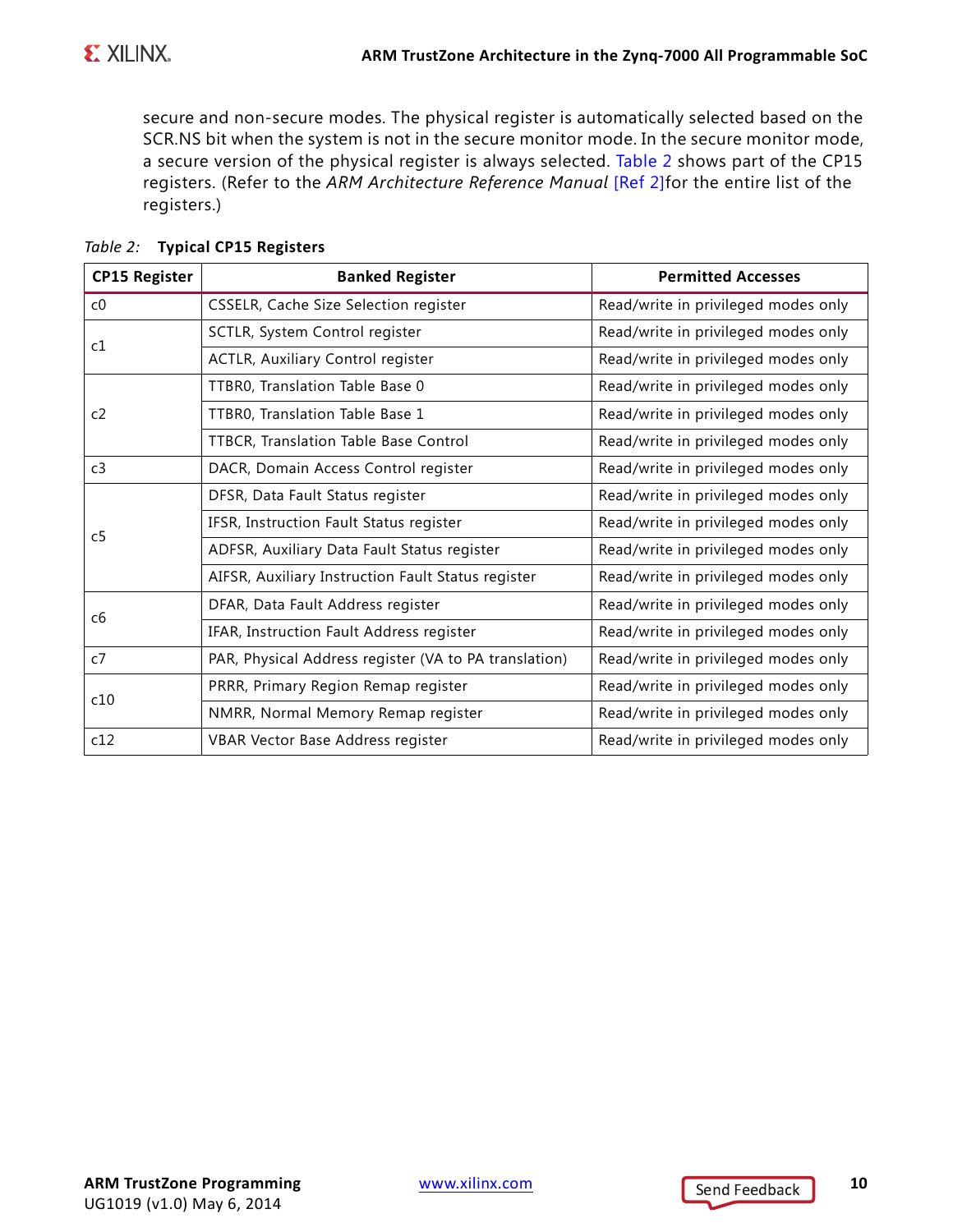secure and non-secure modes. The physical register is automatically selected based on the SCR.NS bit when the system is not in the secure monitor mode. In the secure monitor mode, a secure version of the physical register is always selected. Table 2 shows part of the CP15 registers. (Refer to the *ARM Architecture Reference Manual* [Ref 2]for the entire list of the registers.)

*Table 2:* **Typical CP15 Registers**

| CP15 Register | Banked Register | Permitted Accesses |
|---|---|---|
| c0 | CSSELR, Cache Size Selection register | Read/write in privileged modes only |
| c1 | SCTLR, System Control register | Read/write in privileged modes only |
| | ACTLR, Auxiliary Control register | Read/write in privileged modes only |
| c2 | TTBR0, Translation Table Base 0 | Read/write in privileged modes only |
| | TTBR0, Translation Table Base 1 | Read/write in privileged modes only |
| | TTBCR, Translation Table Base Control | Read/write in privileged modes only |
| c3 | DACR, Domain Access Control register | Read/write in privileged modes only |
| c5 | DFSR, Data Fault Status register | Read/write in privileged modes only |
| | IFSR, Instruction Fault Status register | Read/write in privileged modes only |
| | ADFSR, Auxiliary Data Fault Status register | Read/write in privileged modes only |
| | AIFSR, Auxiliary Instruction Fault Status register | Read/write in privileged modes only |
| c6 | DFAR, Data Fault Address register | Read/write in privileged modes only |
| | IFAR, Instruction Fault Address register | Read/write in privileged modes only |
| c7 | PAR, Physical Address register (VA to PA translation) | Read/write in privileged modes only |
| c10 | PRRR, Primary Region Remap register | Read/write in privileged modes only |
| | NMRR, Normal Memory Remap register | Read/write in privileged modes only |
| c12 | VBAR Vector Base Address register | Read/write in privileged modes only |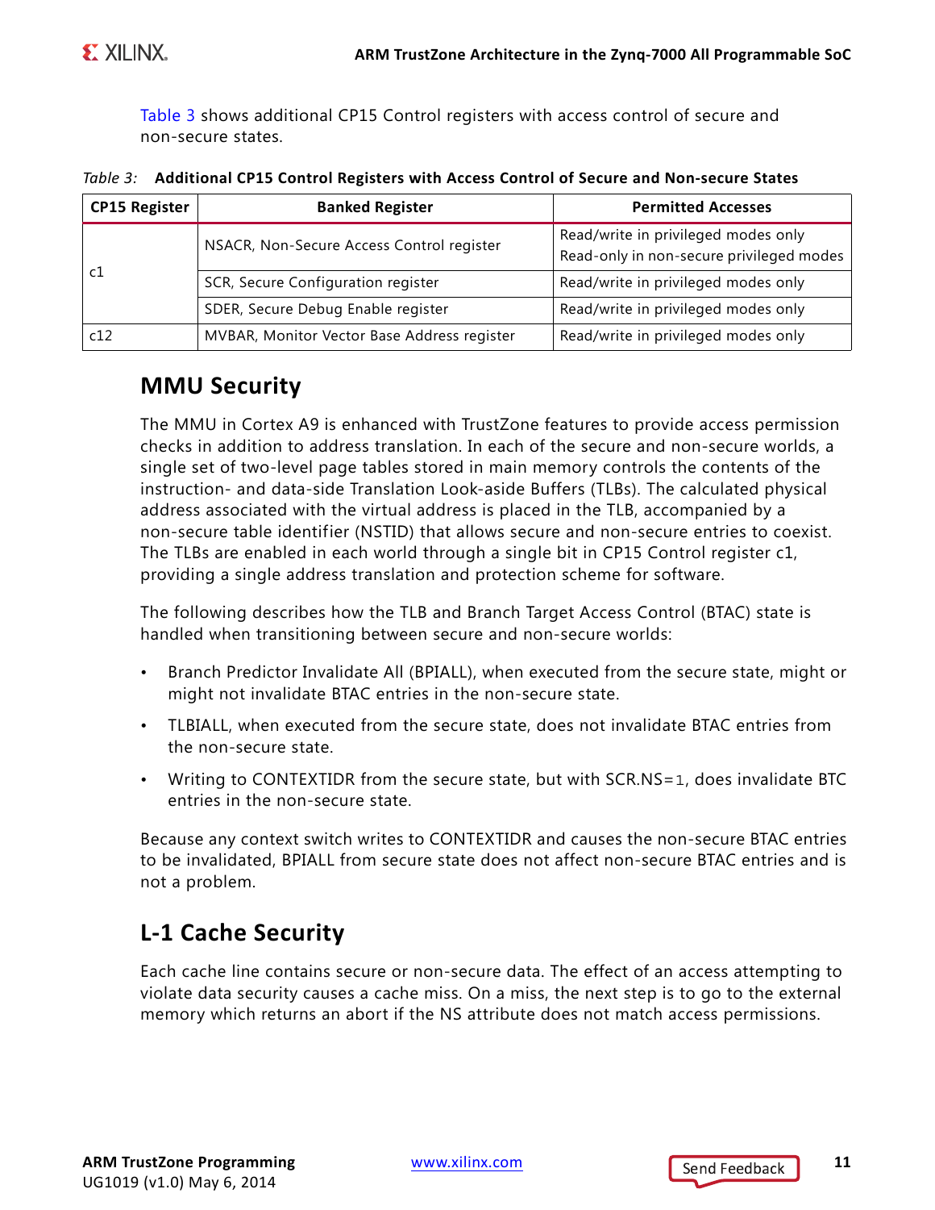Table 3 shows additional CP15 Control registers with access control of secure and non-secure states.

*Table 3:* **Additional CP15 Control Registers with Access Control of Secure and Non-secure States**

| CP15 Register | Banked Register | Permitted Accesses |
|---|---|---|
| c1 | NSACR, Non-Secure Access Control register | Read/write in privileged modes only<br>Read-only in non-secure privileged modes |
| | SCR, Secure Configuration register | Read/write in privileged modes only |
| | SDER, Secure Debug Enable register | Read/write in privileged modes only |
| c12 | MVBAR, Monitor Vector Base Address register | Read/write in privileged modes only |

## MMU Security

The MMU in Cortex A9 is enhanced with TrustZone features to provide access permission checks in addition to address translation. In each of the secure and non-secure worlds, a single set of two-level page tables stored in main memory controls the contents of the instruction- and data-side Translation Look-aside Buffers (TLBs). The calculated physical address associated with the virtual address is placed in the TLB, accompanied by a non-secure table identifier (NSTID) that allows secure and non-secure entries to coexist. The TLBs are enabled in each world through a single bit in CP15 Control register c1, providing a single address translation and protection scheme for software.

The following describes how the TLB and Branch Target Access Control (BTAC) state is handled when transitioning between secure and non-secure worlds:

- Branch Predictor Invalidate All (BPIALL), when executed from the secure state, might or might not invalidate BTAC entries in the non-secure state.
- TLBIALL, when executed from the secure state, does not invalidate BTAC entries from the non-secure state.
- Writing to CONTEXTIDR from the secure state, but with SCR.NS=1, does invalidate BTC entries in the non-secure state.

Because any context switch writes to CONTEXTIDR and causes the non-secure BTAC entries to be invalidated, BPIALL from secure state does not affect non-secure BTAC entries and is not a problem.

## L-1 Cache Security

Each cache line contains secure or non-secure data. The effect of an access attempting to violate data security causes a cache miss. On a miss, the next step is to go to the external memory which returns an abort if the NS attribute does not match access permissions.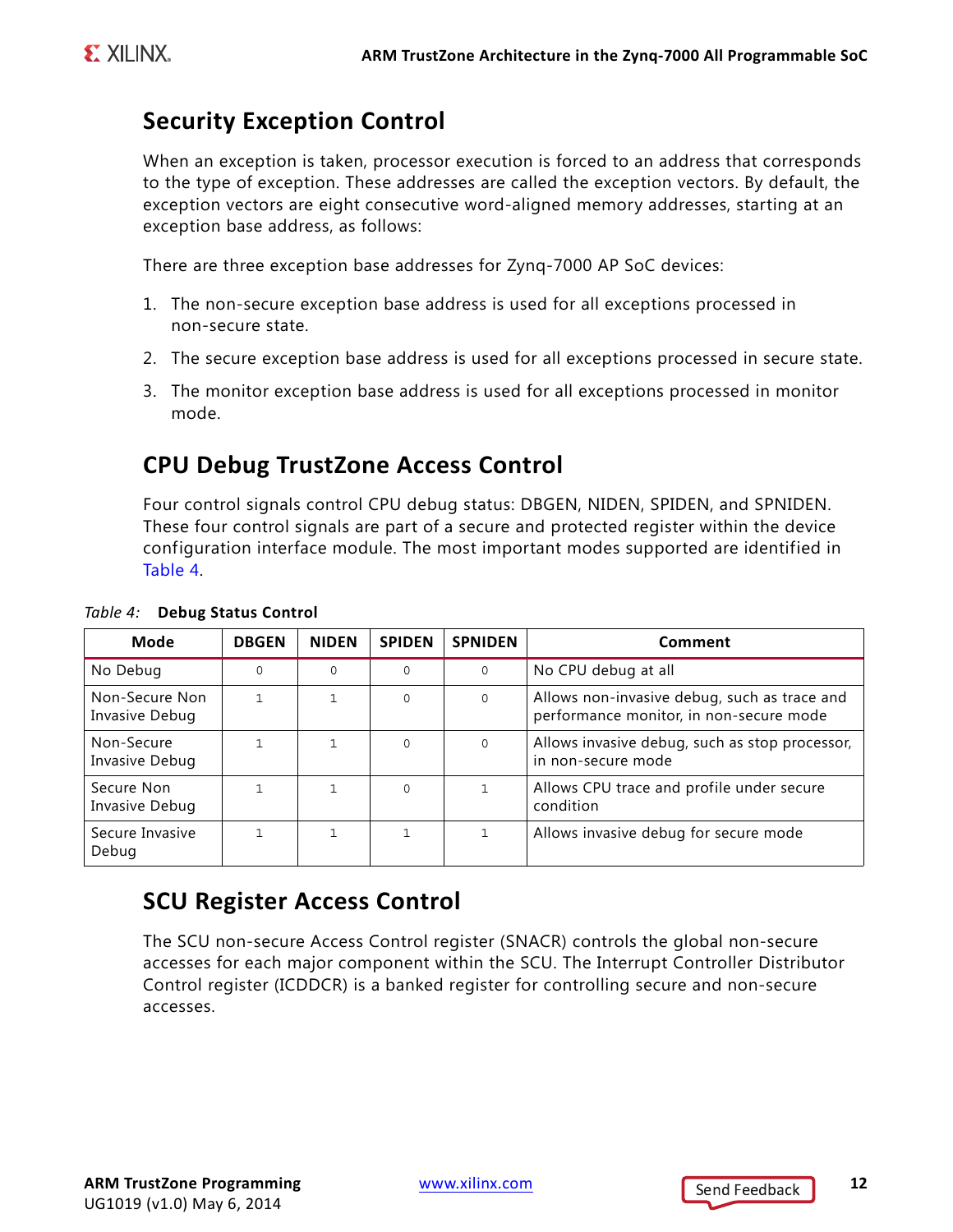## Security Exception Control

When an exception is taken, processor execution is forced to an address that corresponds to the type of exception. These addresses are called the exception vectors. By default, the exception vectors are eight consecutive word-aligned memory addresses, starting at an exception base address, as follows:

There are three exception base addresses for Zynq-7000 AP SoC devices:

1. The non-secure exception base address is used for all exceptions processed in non-secure state.
2. The secure exception base address is used for all exceptions processed in secure state.
3. The monitor exception base address is used for all exceptions processed in monitor mode.

## CPU Debug TrustZone Access Control

Four control signals control CPU debug status: DBGEN, NIDEN, SPIDEN, and SPNIDEN. These four control signals are part of a secure and protected register within the device configuration interface module. The most important modes supported are identified in Table 4.

*Table 4:* **Debug Status Control**

| Mode | DBGEN | NIDEN | SPIDEN | SPNIDEN | Comment |
|---|---|---|---|---|---|
| No Debug | 0 | 0 | 0 | 0 | No CPU debug at all |
| Non-Secure Non Invasive Debug | 1 | 1 | 0 | 0 | Allows non-invasive debug, such as trace and performance monitor, in non-secure mode |
| Non-Secure Invasive Debug | 1 | 1 | 0 | 0 | Allows invasive debug, such as stop processor, in non-secure mode |
| Secure Non Invasive Debug | 1 | 1 | 0 | 1 | Allows CPU trace and profile under secure condition |
| Secure Invasive Debug | 1 | 1 | 1 | 1 | Allows invasive debug for secure mode |

## SCU Register Access Control

The SCU non-secure Access Control register (SNACR) controls the global non-secure accesses for each major component within the SCU. The Interrupt Controller Distributor Control register (ICDDCR) is a banked register for controlling secure and non-secure accesses.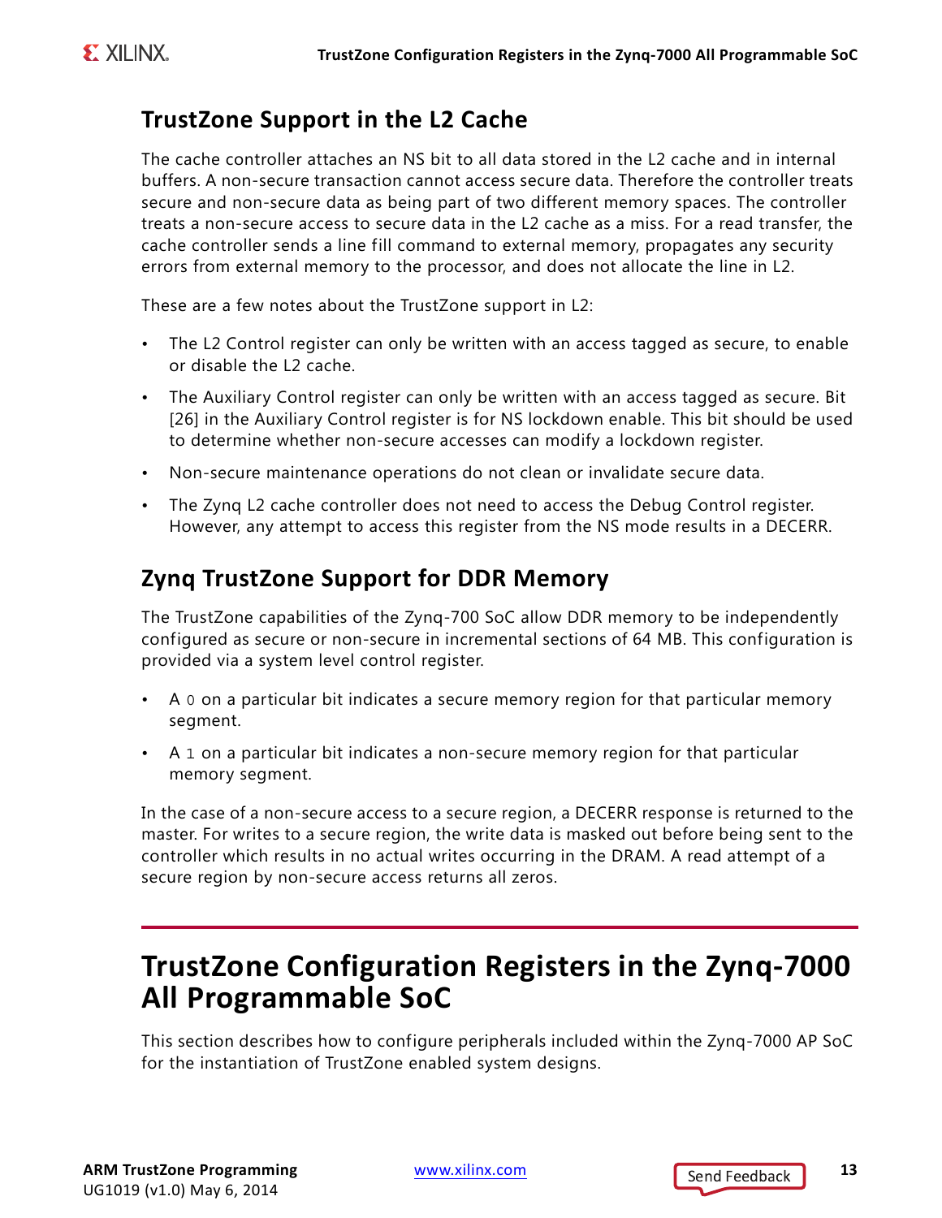## TrustZone Support in the L2 Cache

The cache controller attaches an NS bit to all data stored in the L2 cache and in internal buffers. A non-secure transaction cannot access secure data. Therefore the controller treats secure and non-secure data as being part of two different memory spaces. The controller treats a non-secure access to secure data in the L2 cache as a miss. For a read transfer, the cache controller sends a line fill command to external memory, propagates any security errors from external memory to the processor, and does not allocate the line in L2.

These are a few notes about the TrustZone support in L2:

- The L2 Control register can only be written with an access tagged as secure, to enable or disable the L2 cache.
- The Auxiliary Control register can only be written with an access tagged as secure. Bit [26] in the Auxiliary Control register is for NS lockdown enable. This bit should be used to determine whether non-secure accesses can modify a lockdown register.
- Non-secure maintenance operations do not clean or invalidate secure data.
- The Zynq L2 cache controller does not need to access the Debug Control register. However, any attempt to access this register from the NS mode results in a DECERR.

## Zynq TrustZone Support for DDR Memory

The TrustZone capabilities of the Zynq-700 SoC allow DDR memory to be independently configured as secure or non-secure in incremental sections of 64 MB. This configuration is provided via a system level control register.

- A `0` on a particular bit indicates a secure memory region for that particular memory segment.
- A `1` on a particular bit indicates a non-secure memory region for that particular memory segment.

In the case of a non-secure access to a secure region, a DECERR response is returned to the master. For writes to a secure region, the write data is masked out before being sent to the controller which results in no actual writes occurring in the DRAM. A read attempt of a secure region by non-secure access returns all zeros.

# TrustZone Configuration Registers in the Zynq-7000 All Programmable SoC

This section describes how to configure peripherals included within the Zynq-7000 AP SoC for the instantiation of TrustZone enabled system designs.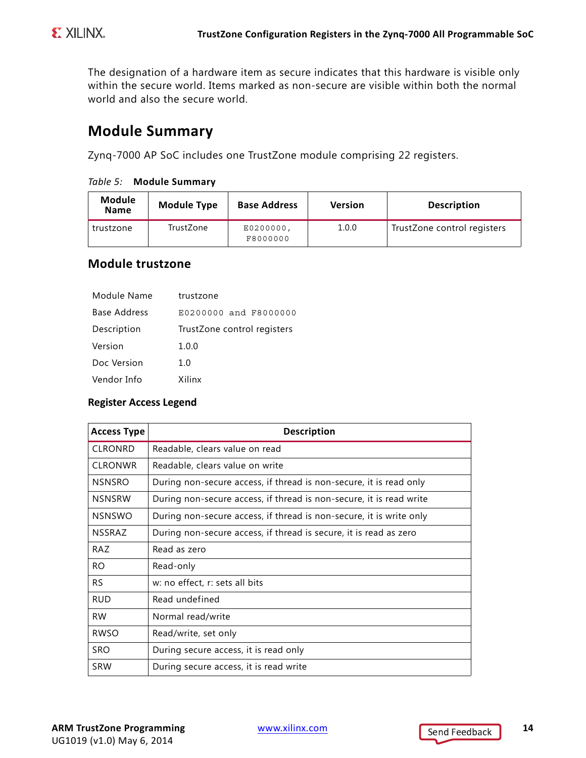The designation of a hardware item as secure indicates that this hardware is visible only within the secure world. Items marked as non-secure are visible within both the normal world and also the secure world.

## Module Summary

Zynq-7000 AP SoC includes one TrustZone module comprising 22 registers.

*Table 5:* **Module Summary**

| Module Name | Module Type | Base Address | Version | Description |
|---|---|---|---|---|
| trustzone | TrustZone | E0200000, F8000000 | 1.0.0 | TrustZone control registers |

### Module trustzone

| | |
|---|---|
| Module Name | trustzone |
| Base Address | E0200000 and F8000000 |
| Description | TrustZone control registers |
| Version | 1.0.0 |
| Doc Version | 1.0 |
| Vendor Info | Xilinx |

#### Register Access Legend

| Access Type | Description |
|---|---|
| CLRONRD | Readable, clears value on read |
| CLRONWR | Readable, clears value on write |
| NSNSRO | During non-secure access, if thread is non-secure, it is read only |
| NSNSRW | During non-secure access, if thread is non-secure, it is read write |
| NSNSWO | During non-secure access, if thread is non-secure, it is write only |
| NSSRAZ | During non-secure access, if thread is secure, it is read as zero |
| RAZ | Read as zero |
| RO | Read-only |
| RS | w: no effect, r: sets all bits |
| RUD | Read undefined |
| RW | Normal read/write |
| RWSO | Read/write, set only |
| SRO | During secure access, it is read only |
| SRW | During secure access, it is read write |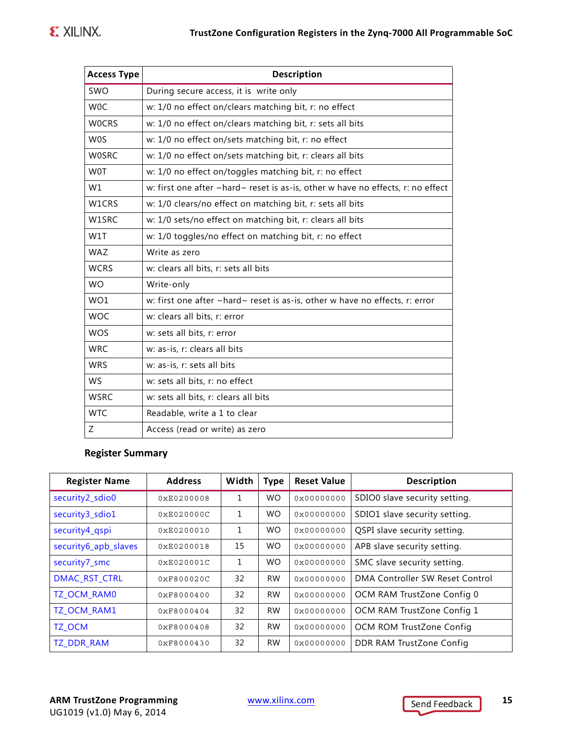| Access Type | Description |
|---|---|
| SWO | During secure access, it is write only |
| W0C | w: 1/0 no effect on/clears matching bit, r: no effect |
| W0CRS | w: 1/0 no effect on/clears matching bit, r: sets all bits |
| W0S | w: 1/0 no effect on/sets matching bit, r: no effect |
| W0SRC | w: 1/0 no effect on/sets matching bit, r: clears all bits |
| W0T | w: 1/0 no effect on/toggles matching bit, r: no effect |
| W1 | w: first one after ~hard~ reset is as-is, other w have no effects, r: no effect |
| W1CRS | w: 1/0 clears/no effect on matching bit, r: sets all bits |
| W1SRC | w: 1/0 sets/no effect on matching bit, r: clears all bits |
| W1T | w: 1/0 toggles/no effect on matching bit, r: no effect |
| WAZ | Write as zero |
| WCRS | w: clears all bits, r: sets all bits |
| WO | Write-only |
| WO1 | w: first one after ~hard~ reset is as-is, other w have no effects, r: error |
| WOC | w: clears all bits, r: error |
| WOS | w: sets all bits, r: error |
| WRC | w: as-is, r: clears all bits |
| WRS | w: as-is, r: sets all bits |
| WS | w: sets all bits, r: no effect |
| WSRC | w: sets all bits, r: clears all bits |
| WTC | Readable, write a 1 to clear |
| Z | Access (read or write) as zero |

### Register Summary

| Register Name | Address | Width | Type | Reset Value | Description |
|---|---|---|---|---|---|
| security2_sdio0 | 0xE0200008 | 1 | WO | 0x00000000 | SDIO0 slave security setting. |
| security3_sdio1 | 0xE020000C | 1 | WO | 0x00000000 | SDIO1 slave security setting. |
| security4_qspi | 0xE0200010 | 1 | WO | 0x00000000 | QSPI slave security setting. |
| security6_apb_slaves | 0xE0200018 | 15 | WO | 0x00000000 | APB slave security setting. |
| security7_smc | 0xE020001C | 1 | WO | 0x00000000 | SMC slave security setting. |
| DMAC_RST_CTRL | 0xF800020C | 32 | RW | 0x00000000 | DMA Controller SW Reset Control |
| TZ_OCM_RAM0 | 0xF8000400 | 32 | RW | 0x00000000 | OCM RAM TrustZone Config 0 |
| TZ_OCM_RAM1 | 0xF8000404 | 32 | RW | 0x00000000 | OCM RAM TrustZone Config 1 |
| TZ_OCM | 0xF8000408 | 32 | RW | 0x00000000 | OCM ROM TrustZone Config |
| TZ_DDR_RAM | 0xF8000430 | 32 | RW | 0x00000000 | DDR RAM TrustZone Config |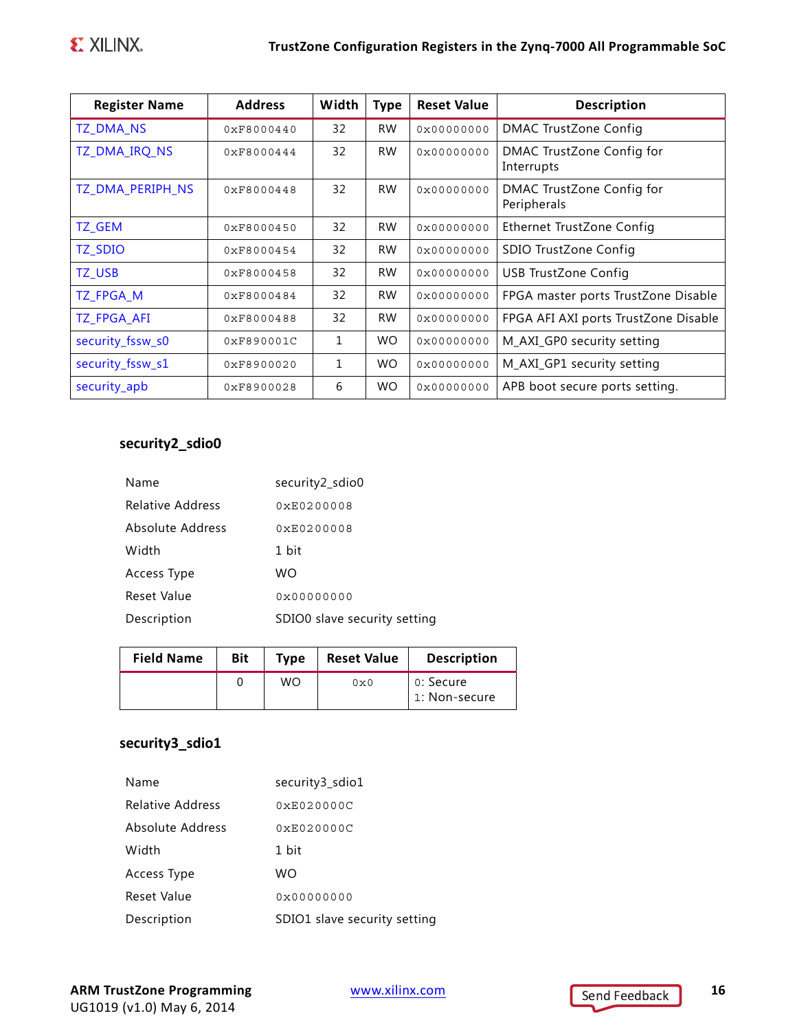| Register Name | Address | Width | Type | Reset Value | Description |
|---|---|---|---|---|---|
| TZ_DMA_NS | 0xF8000440 | 32 | RW | 0x00000000 | DMAC TrustZone Config |
| TZ_DMA_IRQ_NS | 0xF8000444 | 32 | RW | 0x00000000 | DMAC TrustZone Config for Interrupts |
| TZ_DMA_PERIPH_NS | 0xF8000448 | 32 | RW | 0x00000000 | DMAC TrustZone Config for Peripherals |
| TZ_GEM | 0xF8000450 | 32 | RW | 0x00000000 | Ethernet TrustZone Config |
| TZ_SDIO | 0xF8000454 | 32 | RW | 0x00000000 | SDIO TrustZone Config |
| TZ_USB | 0xF8000458 | 32 | RW | 0x00000000 | USB TrustZone Config |
| TZ_FPGA_M | 0xF8000484 | 32 | RW | 0x00000000 | FPGA master ports TrustZone Disable |
| TZ_FPGA_AFI | 0xF8000488 | 32 | RW | 0x00000000 | FPGA AFI AXI ports TrustZone Disable |
| security_fssw_s0 | 0xF890001C | 1 | WO | 0x00000000 | M_AXI_GP0 security setting |
| security_fssw_s1 | 0xF8900020 | 1 | WO | 0x00000000 | M_AXI_GP1 security setting |
| security_apb | 0xF8900028 | 6 | WO | 0x00000000 | APB boot secure ports setting. |

### security2_sdio0

| | |
|---|---|
| Name | security2_sdio0 |
| Relative Address | 0xE0200008 |
| Absolute Address | 0xE0200008 |
| Width | 1 bit |
| Access Type | WO |
| Reset Value | 0x00000000 |
| Description | SDIO0 slave security setting |

| Field Name | Bit | Type | Reset Value | Description |
|---|---|---|---|---|
| | 0 | WO | 0x0 | 0: Secure<br>1: Non-secure |

### security3_sdio1

| | |
|---|---|
| Name | security3_sdio1 |
| Relative Address | 0xE020000C |
| Absolute Address | 0xE020000C |
| Width | 1 bit |
| Access Type | WO |
| Reset Value | 0x00000000 |
| Description | SDIO1 slave security setting |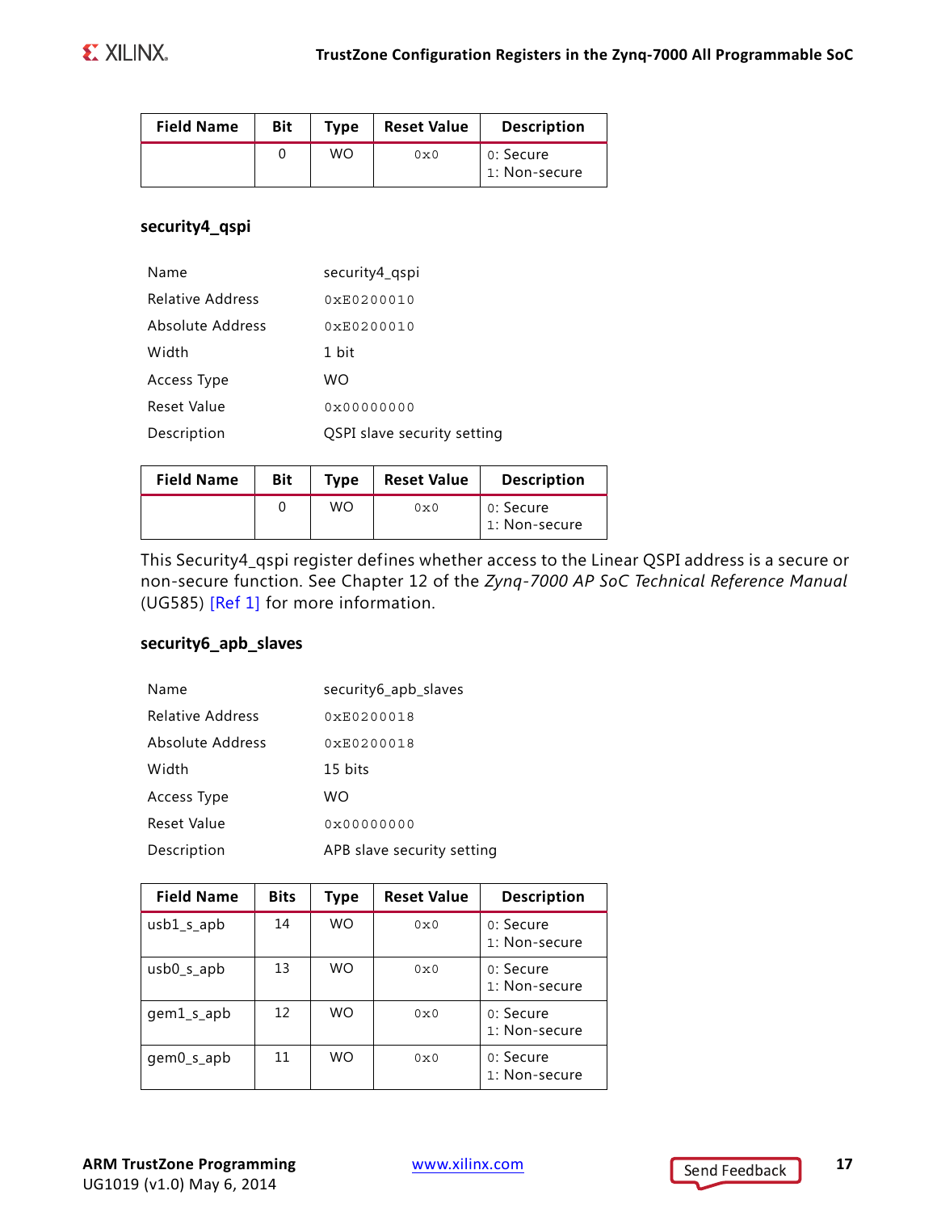| Field Name | Bit | Type | Reset Value | Description |
|---|---|---|---|---|
| | 0 | WO | 0x0 | 0: Secure<br>1: Non-secure |

### security4_qspi

| | |
|---|---|
| Name | security4_qspi |
| Relative Address | 0xE0200010 |
| Absolute Address | 0xE0200010 |
| Width | 1 bit |
| Access Type | WO |
| Reset Value | 0x00000000 |
| Description | QSPI slave security setting |

| Field Name | Bit | Type | Reset Value | Description |
|---|---|---|---|---|
| | 0 | WO | 0x0 | 0: Secure<br>1: Non-secure |

This Security4_qspi register defines whether access to the Linear QSPI address is a secure or non-secure function. See Chapter 12 of the *Zynq-7000 AP SoC Technical Reference Manual* (UG585) [Ref 1] for more information.

### security6_apb_slaves

| | |
|---|---|
| Name | security6_apb_slaves |
| Relative Address | 0xE0200018 |
| Absolute Address | 0xE0200018 |
| Width | 15 bits |
| Access Type | WO |
| Reset Value | 0x00000000 |
| Description | APB slave security setting |

| Field Name | Bits | Type | Reset Value | Description |
|---|---|---|---|---|
| usb1_s_apb | 14 | WO | 0x0 | 0: Secure<br>1: Non-secure |
| usb0_s_apb | 13 | WO | 0x0 | 0: Secure<br>1: Non-secure |
| gem1_s_apb | 12 | WO | 0x0 | 0: Secure<br>1: Non-secure |
| gem0_s_apb | 11 | WO | 0x0 | 0: Secure<br>1: Non-secure |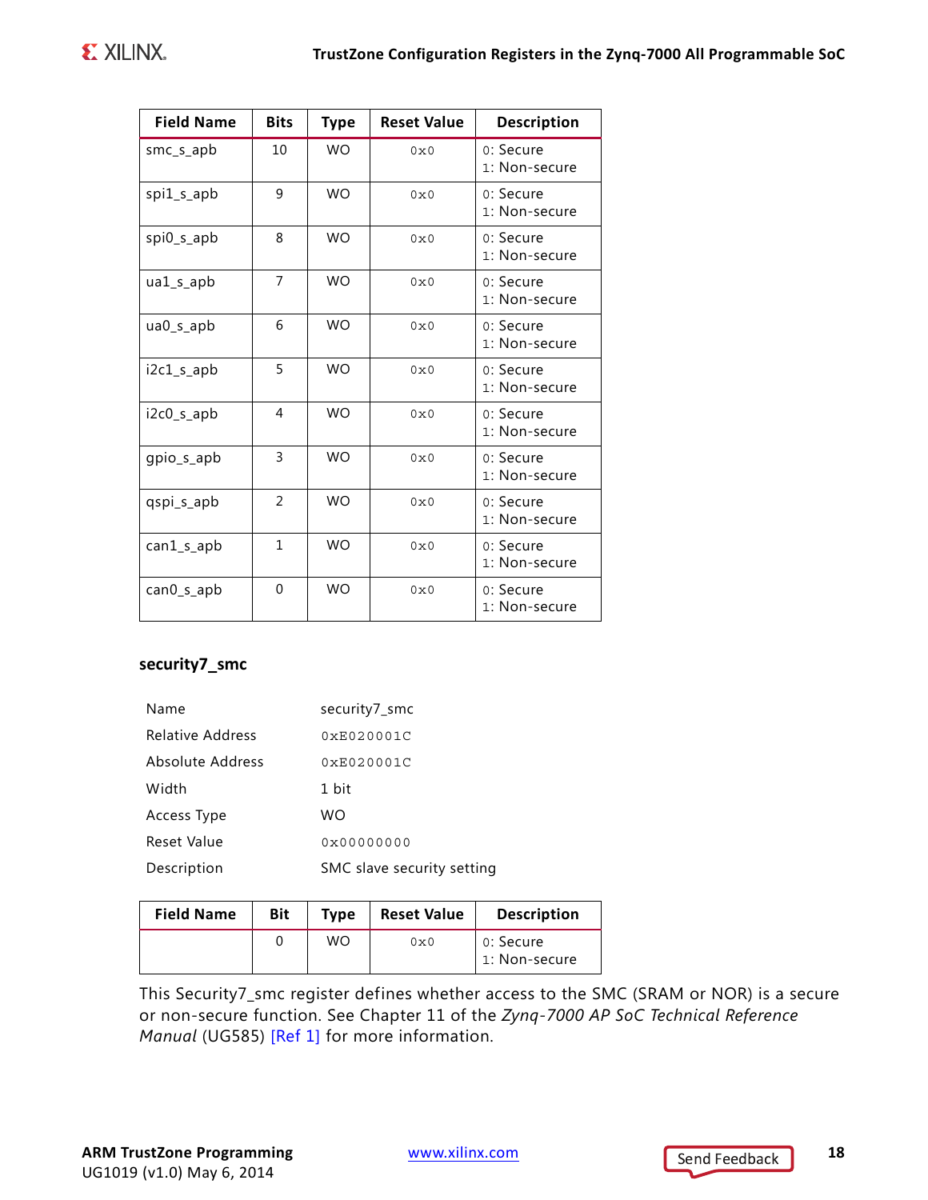| Field Name | Bits | Type | Reset Value | Description |
|---|---|---|---|---|
| smc_s_apb | 10 | WO | 0x0 | 0: Secure<br>1: Non-secure |
| spi1_s_apb | 9 | WO | 0x0 | 0: Secure<br>1: Non-secure |
| spi0_s_apb | 8 | WO | 0x0 | 0: Secure<br>1: Non-secure |
| ua1_s_apb | 7 | WO | 0x0 | 0: Secure<br>1: Non-secure |
| ua0_s_apb | 6 | WO | 0x0 | 0: Secure<br>1: Non-secure |
| i2c1_s_apb | 5 | WO | 0x0 | 0: Secure<br>1: Non-secure |
| i2c0_s_apb | 4 | WO | 0x0 | 0: Secure<br>1: Non-secure |
| gpio_s_apb | 3 | WO | 0x0 | 0: Secure<br>1: Non-secure |
| qspi_s_apb | 2 | WO | 0x0 | 0: Secure<br>1: Non-secure |
| can1_s_apb | 1 | WO | 0x0 | 0: Secure<br>1: Non-secure |
| can0_s_apb | 0 | WO | 0x0 | 0: Secure<br>1: Non-secure |

### security7_smc

| | |
|---|---|
| Name | security7_smc |
| Relative Address | 0xE020001C |
| Absolute Address | 0xE020001C |
| Width | 1 bit |
| Access Type | WO |
| Reset Value | 0x00000000 |
| Description | SMC slave security setting |

| Field Name | Bit | Type | Reset Value | Description |
|---|---|---|---|---|
| | 0 | WO | 0x0 | 0: Secure<br>1: Non-secure |

This Security7_smc register defines whether access to the SMC (SRAM or NOR) is a secure or non-secure function. See Chapter 11 of the *Zynq-7000 AP SoC Technical Reference Manual* (UG585) [Ref 1] for more information.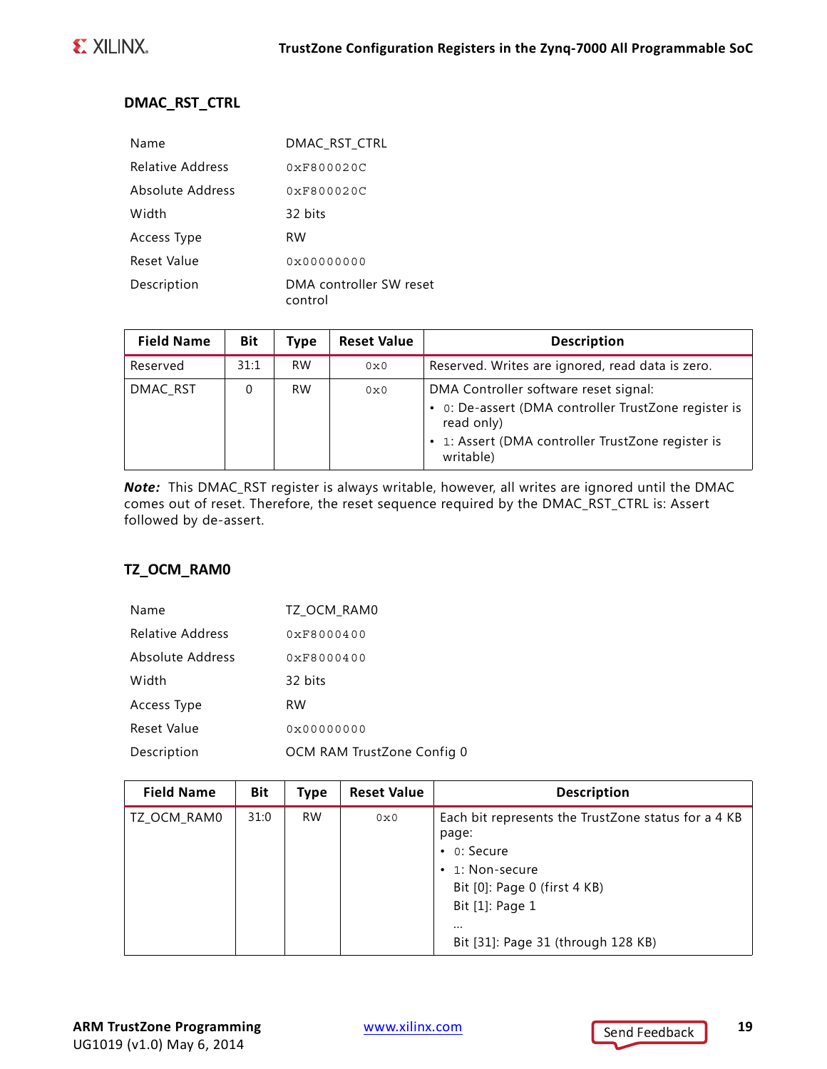### DMAC_RST_CTRL

| | |
|---|---|
| Name | DMAC_RST_CTRL |
| Relative Address | 0xF800020C |
| Absolute Address | 0xF800020C |
| Width | 32 bits |
| Access Type | RW |
| Reset Value | 0x00000000 |
| Description | DMA controller SW reset control |

| Field Name | Bit | Type | Reset Value | Description |
|---|---|---|---|---|
| Reserved | 31:1 | RW | 0x0 | Reserved. Writes are ignored, read data is zero. |
| DMAC_RST | 0 | RW | 0x0 | DMA Controller software reset signal:<br>• 0: De-assert (DMA controller TrustZone register is read only)<br>• 1: Assert (DMA controller TrustZone register is writable) |

***Note:*** This DMAC_RST register is always writable, however, all writes are ignored until the DMAC comes out of reset. Therefore, the reset sequence required by the DMAC_RST_CTRL is: Assert followed by de-assert.

### TZ_OCM_RAM0

| | |
|---|---|
| Name | TZ_OCM_RAM0 |
| Relative Address | 0xF8000400 |
| Absolute Address | 0xF8000400 |
| Width | 32 bits |
| Access Type | RW |
| Reset Value | 0x00000000 |
| Description | OCM RAM TrustZone Config 0 |

| Field Name | Bit | Type | Reset Value | Description |
|---|---|---|---|---|
| TZ_OCM_RAM0 | 31:0 | RW | 0x0 | Each bit represents the TrustZone status for a 4 KB page:<br>• 0: Secure<br>• 1: Non-secure<br>Bit [0]: Page 0 (first 4 KB)<br>Bit [1]: Page 1<br>...<br>Bit [31]: Page 31 (through 128 KB) |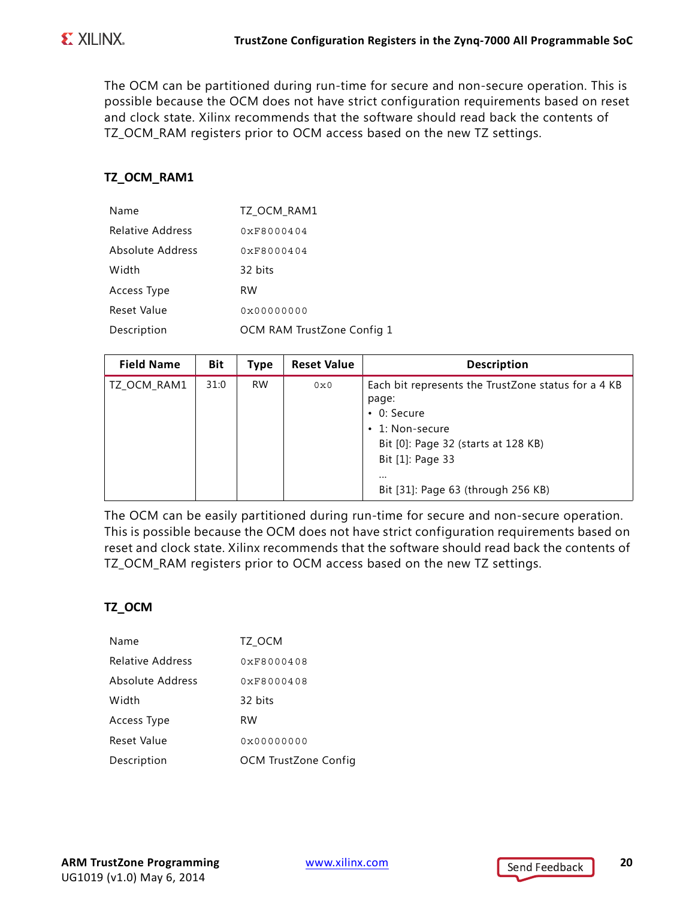The OCM can be partitioned during run-time for secure and non-secure operation. This is possible because the OCM does not have strict configuration requirements based on reset and clock state. Xilinx recommends that the software should read back the contents of TZ_OCM_RAM registers prior to OCM access based on the new TZ settings.

### TZ_OCM_RAM1

| | |
|---|---|
| Name | TZ_OCM_RAM1 |
| Relative Address | 0xF8000404 |
| Absolute Address | 0xF8000404 |
| Width | 32 bits |
| Access Type | RW |
| Reset Value | 0x00000000 |
| Description | OCM RAM TrustZone Config 1 |

| Field Name | Bit | Type | Reset Value | Description |
|---|---|---|---|---|
| TZ_OCM_RAM1 | 31:0 | RW | 0x0 | Each bit represents the TrustZone status for a 4 KB page:<br>• 0: Secure<br>• 1: Non-secure<br>Bit [0]: Page 32 (starts at 128 KB)<br>Bit [1]: Page 33<br>...<br>Bit [31]: Page 63 (through 256 KB) |

The OCM can be easily partitioned during run-time for secure and non-secure operation. This is possible because the OCM does not have strict configuration requirements based on reset and clock state. Xilinx recommends that the software should read back the contents of TZ_OCM_RAM registers prior to OCM access based on the new TZ settings.

### TZ_OCM

| | |
|---|---|
| Name | TZ_OCM |
| Relative Address | 0xF8000408 |
| Absolute Address | 0xF8000408 |
| Width | 32 bits |
| Access Type | RW |
| Reset Value | 0x00000000 |
| Description | OCM TrustZone Config |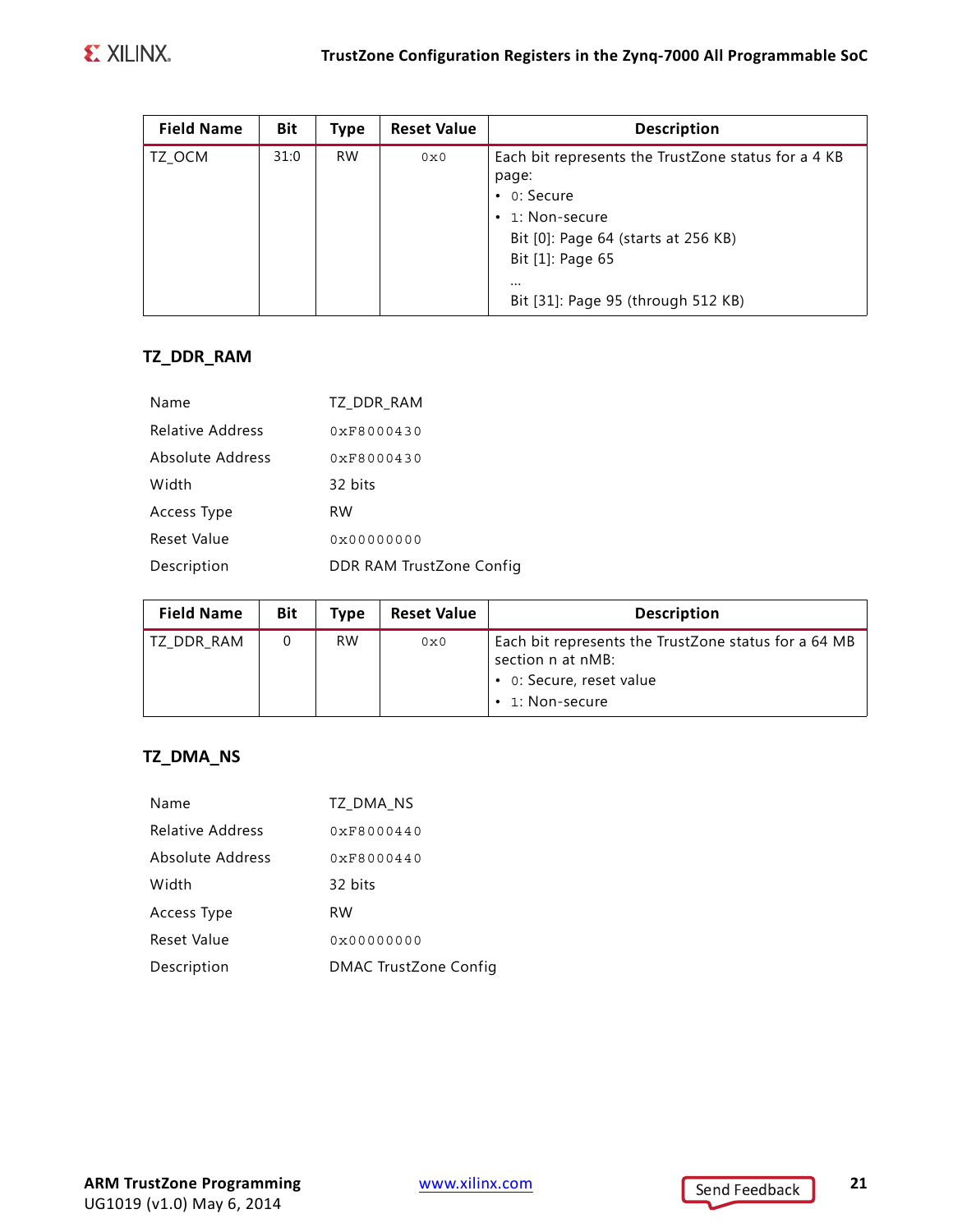| Field Name | Bit | Type | Reset Value | Description |
|---|---|---|---|---|
| TZ_OCM | 31:0 | RW | 0x0 | Each bit represents the TrustZone status for a 4 KB page:<br>• 0: Secure<br>• 1: Non-secure<br>Bit [0]: Page 64 (starts at 256 KB)<br>Bit [1]: Page 65<br>...<br>Bit [31]: Page 95 (through 512 KB) |

### TZ_DDR_RAM

| | |
|---|---|
| Name | TZ_DDR_RAM |
| Relative Address | 0xF8000430 |
| Absolute Address | 0xF8000430 |
| Width | 32 bits |
| Access Type | RW |
| Reset Value | 0x00000000 |
| Description | DDR RAM TrustZone Config |

| Field Name | Bit | Type | Reset Value | Description |
|---|---|---|---|---|
| TZ_DDR_RAM | 0 | RW | 0x0 | Each bit represents the TrustZone status for a 64 MB section n at nMB:<br>• 0: Secure, reset value<br>• 1: Non-secure |

### TZ_DMA_NS

| | |
|---|---|
| Name | TZ_DMA_NS |
| Relative Address | 0xF8000440 |
| Absolute Address | 0xF8000440 |
| Width | 32 bits |
| Access Type | RW |
| Reset Value | 0x00000000 |
| Description | DMAC TrustZone Config |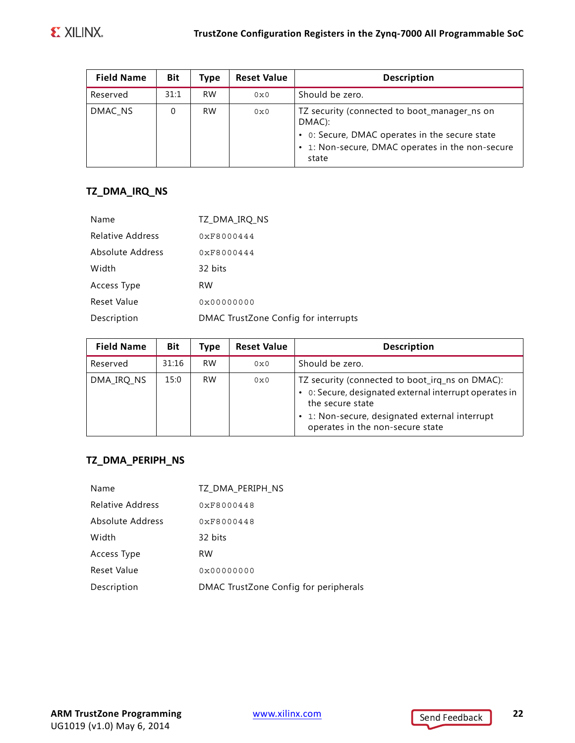| Field Name | Bit | Type | Reset Value | Description |
|---|---|---|---|---|
| Reserved | 31:1 | RW | 0x0 | Should be zero. |
| DMAC_NS | 0 | RW | 0x0 | TZ security (connected to boot_manager_ns on DMAC):<br>• 0: Secure, DMAC operates in the secure state<br>• 1: Non-secure, DMAC operates in the non-secure state |

### TZ_DMA_IRQ_NS

| | |
|---|---|
| Name | TZ_DMA_IRQ_NS |
| Relative Address | 0xF8000444 |
| Absolute Address | 0xF8000444 |
| Width | 32 bits |
| Access Type | RW |
| Reset Value | 0x00000000 |
| Description | DMAC TrustZone Config for interrupts |

| Field Name | Bit | Type | Reset Value | Description |
|---|---|---|---|---|
| Reserved | 31:16 | RW | 0x0 | Should be zero. |
| DMA_IRQ_NS | 15:0 | RW | 0x0 | TZ security (connected to boot_irq_ns on DMAC):<br>• 0: Secure, designated external interrupt operates in the secure state<br>• 1: Non-secure, designated external interrupt operates in the non-secure state |

### TZ_DMA_PERIPH_NS

| | |
|---|---|
| Name | TZ_DMA_PERIPH_NS |
| Relative Address | 0xF8000448 |
| Absolute Address | 0xF8000448 |
| Width | 32 bits |
| Access Type | RW |
| Reset Value | 0x00000000 |
| Description | DMAC TrustZone Config for peripherals |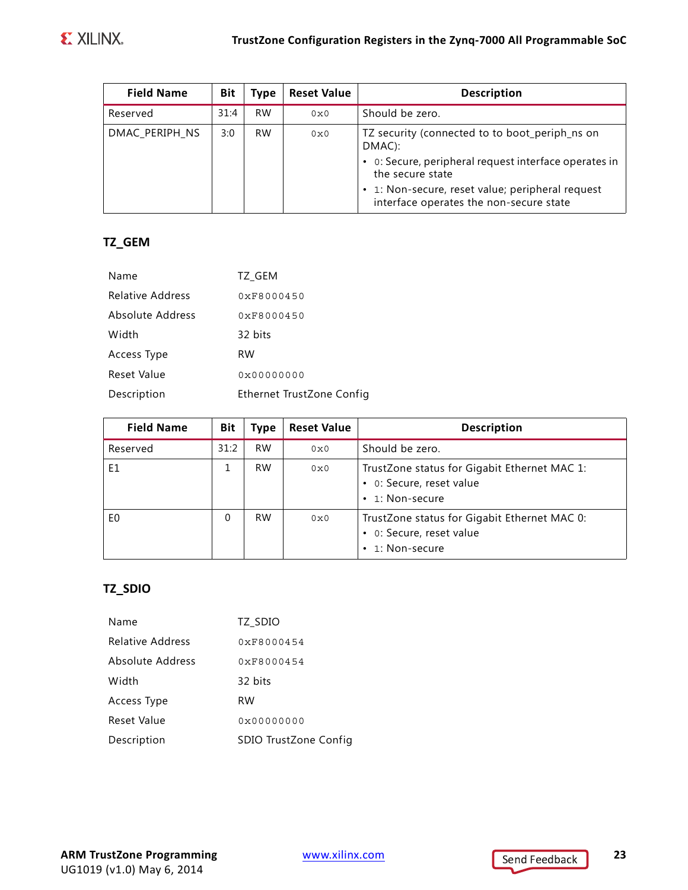| Field Name | Bit | Type | Reset Value | Description |
|---|---|---|---|---|
| Reserved | 31:4 | RW | 0x0 | Should be zero. |
| DMAC_PERIPH_NS | 3:0 | RW | 0x0 | TZ security (connected to to boot_periph_ns on DMAC): • 0: Secure, peripheral request interface operates in the secure state • 1: Non-secure, reset value; peripheral request interface operates the non-secure state |

### TZ_GEM

| | |
|---|---|
| Name | TZ_GEM |
| Relative Address | 0xF8000450 |
| Absolute Address | 0xF8000450 |
| Width | 32 bits |
| Access Type | RW |
| Reset Value | 0x00000000 |
| Description | Ethernet TrustZone Config |

| Field Name | Bit | Type | Reset Value | Description |
|---|---|---|---|---|
| Reserved | 31:2 | RW | 0x0 | Should be zero. |
| E1 | 1 | RW | 0x0 | TrustZone status for Gigabit Ethernet MAC 1: • 0: Secure, reset value • 1: Non-secure |
| E0 | 0 | RW | 0x0 | TrustZone status for Gigabit Ethernet MAC 0: • 0: Secure, reset value • 1: Non-secure |

### TZ_SDIO

| | |
|---|---|
| Name | TZ_SDIO |
| Relative Address | 0xF8000454 |
| Absolute Address | 0xF8000454 |
| Width | 32 bits |
| Access Type | RW |
| Reset Value | 0x00000000 |
| Description | SDIO TrustZone Config |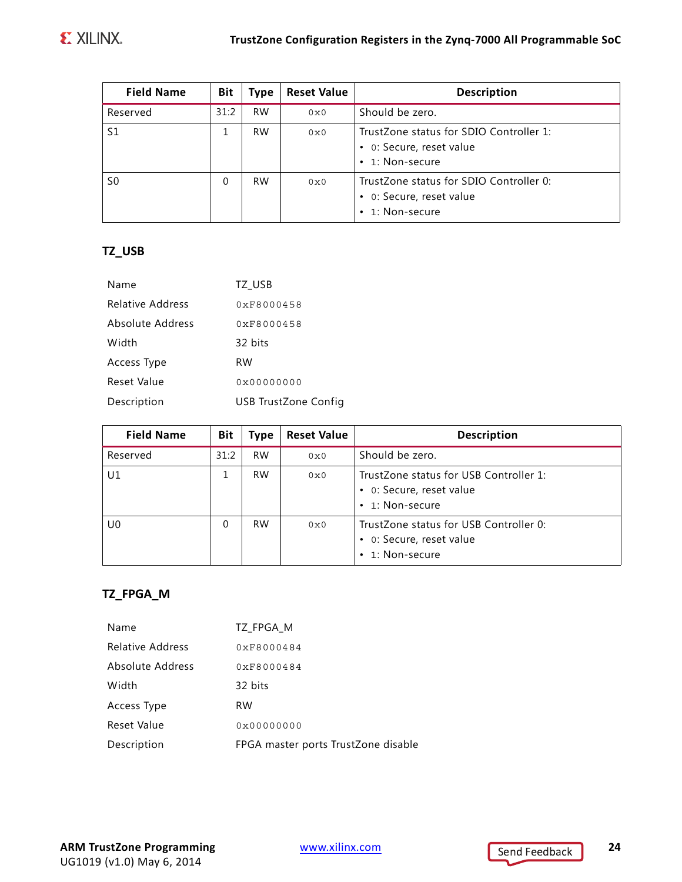| Field Name | Bit | Type | Reset Value | Description |
|---|---|---|---|---|
| Reserved | 31:2 | RW | 0x0 | Should be zero. |
| S1 | 1 | RW | 0x0 | TrustZone status for SDIO Controller 1:<br>• 0: Secure, reset value<br>• 1: Non-secure |
| S0 | 0 | RW | 0x0 | TrustZone status for SDIO Controller 0:<br>• 0: Secure, reset value<br>• 1: Non-secure |

### TZ_USB

| | |
|---|---|
| Name | TZ_USB |
| Relative Address | 0xF8000458 |
| Absolute Address | 0xF8000458 |
| Width | 32 bits |
| Access Type | RW |
| Reset Value | 0x00000000 |
| Description | USB TrustZone Config |

| Field Name | Bit | Type | Reset Value | Description |
|---|---|---|---|---|
| Reserved | 31:2 | RW | 0x0 | Should be zero. |
| U1 | 1 | RW | 0x0 | TrustZone status for USB Controller 1:<br>• 0: Secure, reset value<br>• 1: Non-secure |
| U0 | 0 | RW | 0x0 | TrustZone status for USB Controller 0:<br>• 0: Secure, reset value<br>• 1: Non-secure |

### TZ_FPGA_M

| | |
|---|---|
| Name | TZ_FPGA_M |
| Relative Address | 0xF8000484 |
| Absolute Address | 0xF8000484 |
| Width | 32 bits |
| Access Type | RW |
| Reset Value | 0x00000000 |
| Description | FPGA master ports TrustZone disable |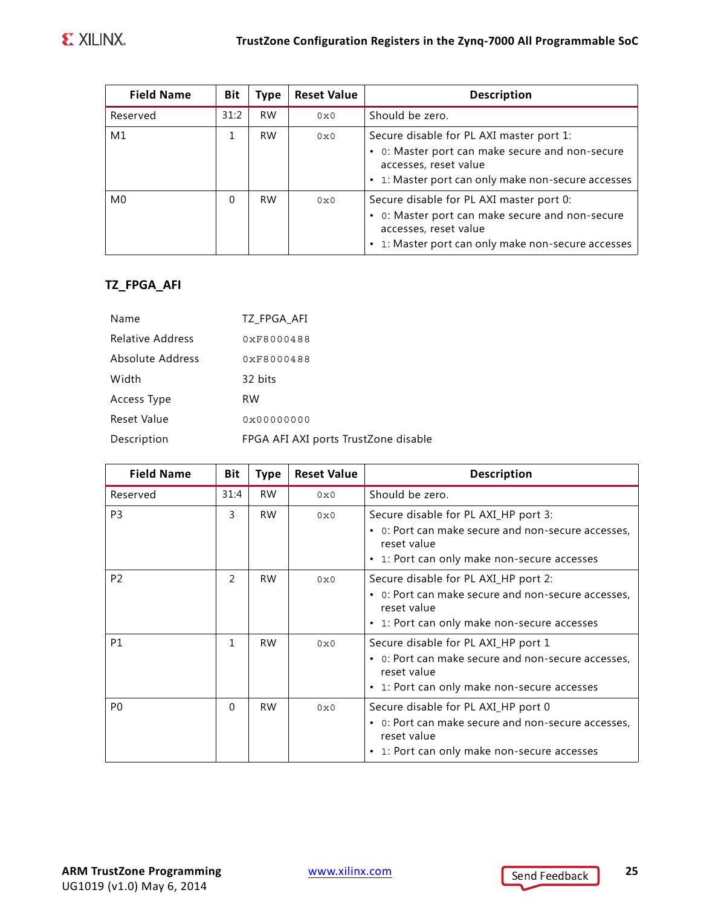| Field Name | Bit | Type | Reset Value | Description |
|---|---|---|---|---|
| Reserved | 31:2 | RW | 0x0 | Should be zero. |
| M1 | 1 | RW | 0x0 | Secure disable for PL AXI master port 1:<br>• 0: Master port can make secure and non-secure accesses, reset value<br>• 1: Master port can only make non-secure accesses |
| M0 | 0 | RW | 0x0 | Secure disable for PL AXI master port 0:<br>• 0: Master port can make secure and non-secure accesses, reset value<br>• 1: Master port can only make non-secure accesses |

### TZ_FPGA_AFI

| | |
|---|---|
| Name | TZ_FPGA_AFI |
| Relative Address | 0xF8000488 |
| Absolute Address | 0xF8000488 |
| Width | 32 bits |
| Access Type | RW |
| Reset Value | 0x00000000 |
| Description | FPGA AFI AXI ports TrustZone disable |

| Field Name | Bit | Type | Reset Value | Description |
|---|---|---|---|---|
| Reserved | 31:4 | RW | 0x0 | Should be zero. |
| P3 | 3 | RW | 0x0 | Secure disable for PL AXI_HP port 3:<br>• 0: Port can make secure and non-secure accesses, reset value<br>• 1: Port can only make non-secure accesses |
| P2 | 2 | RW | 0x0 | Secure disable for PL AXI_HP port 2:<br>• 0: Port can make secure and non-secure accesses, reset value<br>• 1: Port can only make non-secure accesses |
| P1 | 1 | RW | 0x0 | Secure disable for PL AXI_HP port 1<br>• 0: Port can make secure and non-secure accesses, reset value<br>• 1: Port can only make non-secure accesses |
| P0 | 0 | RW | 0x0 | Secure disable for PL AXI_HP port 0<br>• 0: Port can make secure and non-secure accesses, reset value<br>• 1: Port can only make non-secure accesses |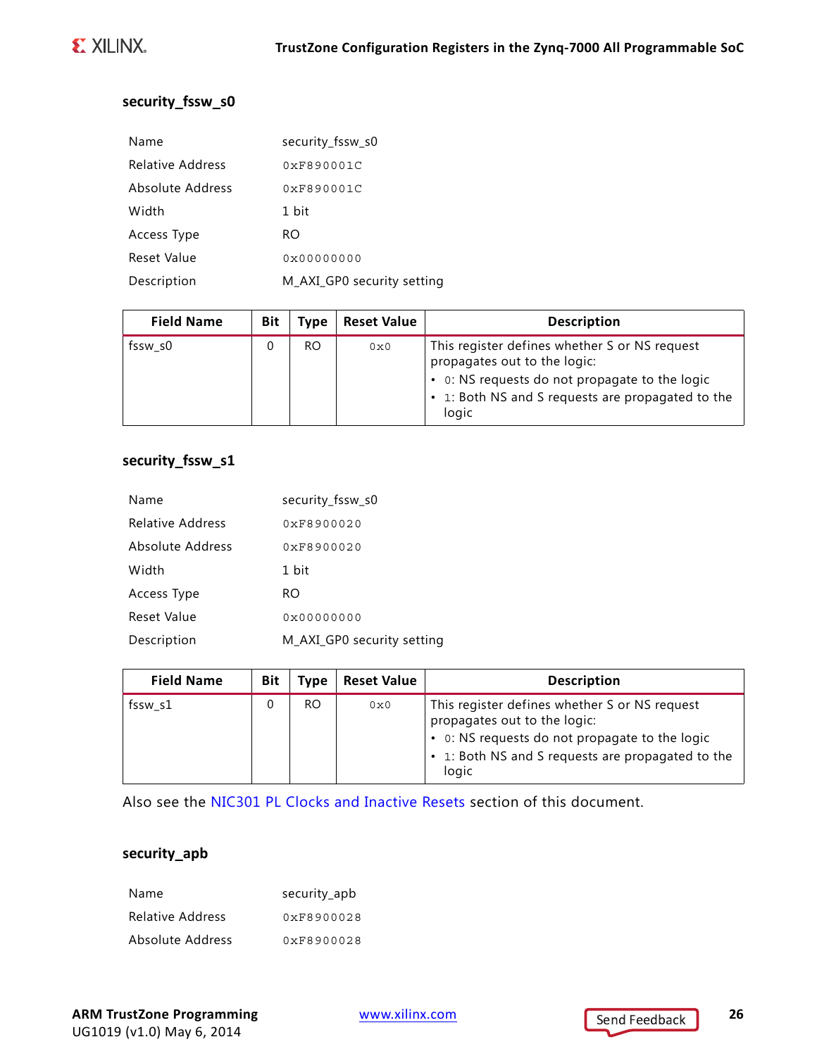### security_fssw_s0

| | |
|---|---|
| Name | security_fssw_s0 |
| Relative Address | 0xF890001C |
| Absolute Address | 0xF890001C |
| Width | 1 bit |
| Access Type | RO |
| Reset Value | 0x00000000 |
| Description | M_AXI_GP0 security setting |

| Field Name | Bit | Type | Reset Value | Description |
|---|---|---|---|---|
| fssw_s0 | 0 | RO | 0x0 | This register defines whether S or NS request propagates out to the logic: • 0: NS requests do not propagate to the logic • 1: Both NS and S requests are propagated to the logic |

### security_fssw_s1

| | |
|---|---|
| Name | security_fssw_s0 |
| Relative Address | 0xF8900020 |
| Absolute Address | 0xF8900020 |
| Width | 1 bit |
| Access Type | RO |
| Reset Value | 0x00000000 |
| Description | M_AXI_GP0 security setting |

| Field Name | Bit | Type | Reset Value | Description |
|---|---|---|---|---|
| fssw_s1 | 0 | RO | 0x0 | This register defines whether S or NS request propagates out to the logic: • 0: NS requests do not propagate to the logic • 1: Both NS and S requests are propagated to the logic |

Also see the NIC301 PL Clocks and Inactive Resets section of this document.

### security_apb

| | |
|---|---|
| Name | security_apb |
| Relative Address | 0xF8900028 |
| Absolute Address | 0xF8900028 |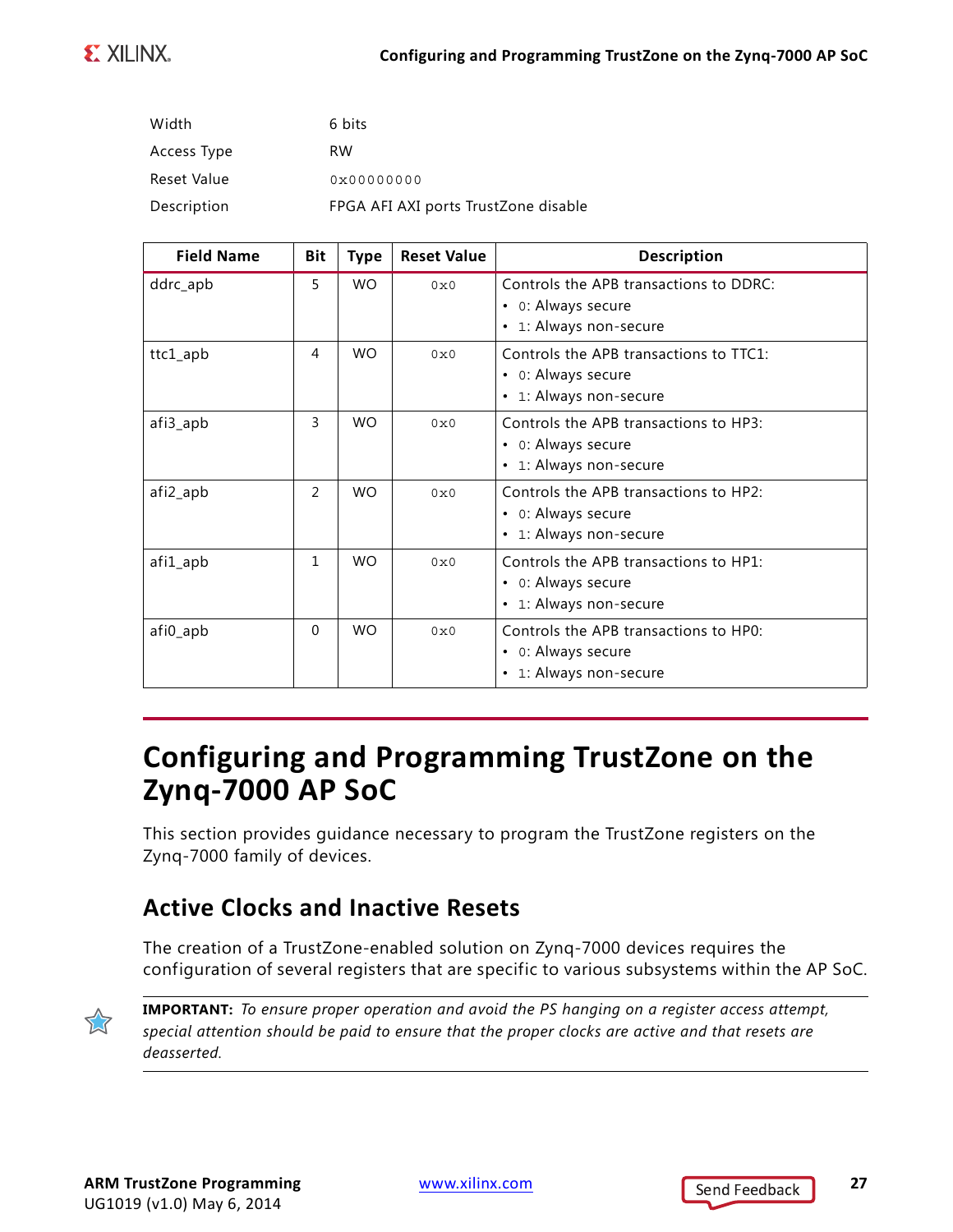| | |
|---|---|
| Width | 6 bits |
| Access Type | RW |
| Reset Value | 0x00000000 |
| Description | FPGA AFI AXI ports TrustZone disable |

| Field Name | Bit | Type | Reset Value | Description |
|---|---|---|---|---|
| ddrc_apb | 5 | WO | 0x0 | Controls the APB transactions to DDRC:<br>• 0: Always secure<br>• 1: Always non-secure |
| ttc1_apb | 4 | WO | 0x0 | Controls the APB transactions to TTC1:<br>• 0: Always secure<br>• 1: Always non-secure |
| afi3_apb | 3 | WO | 0x0 | Controls the APB transactions to HP3:<br>• 0: Always secure<br>• 1: Always non-secure |
| afi2_apb | 2 | WO | 0x0 | Controls the APB transactions to HP2:<br>• 0: Always secure<br>• 1: Always non-secure |
| afi1_apb | 1 | WO | 0x0 | Controls the APB transactions to HP1:<br>• 0: Always secure<br>• 1: Always non-secure |
| afi0_apb | 0 | WO | 0x0 | Controls the APB transactions to HP0:<br>• 0: Always secure<br>• 1: Always non-secure |

# Configuring and Programming TrustZone on the Zynq-7000 AP SoC

This section provides guidance necessary to program the TrustZone registers on the Zynq-7000 family of devices.

## Active Clocks and Inactive Resets

The creation of a TrustZone-enabled solution on Zynq-7000 devices requires the configuration of several registers that are specific to various subsystems within the AP SoC.

**IMPORTANT:** *To ensure proper operation and avoid the PS hanging on a register access attempt, special attention should be paid to ensure that the proper clocks are active and that resets are deasserted.*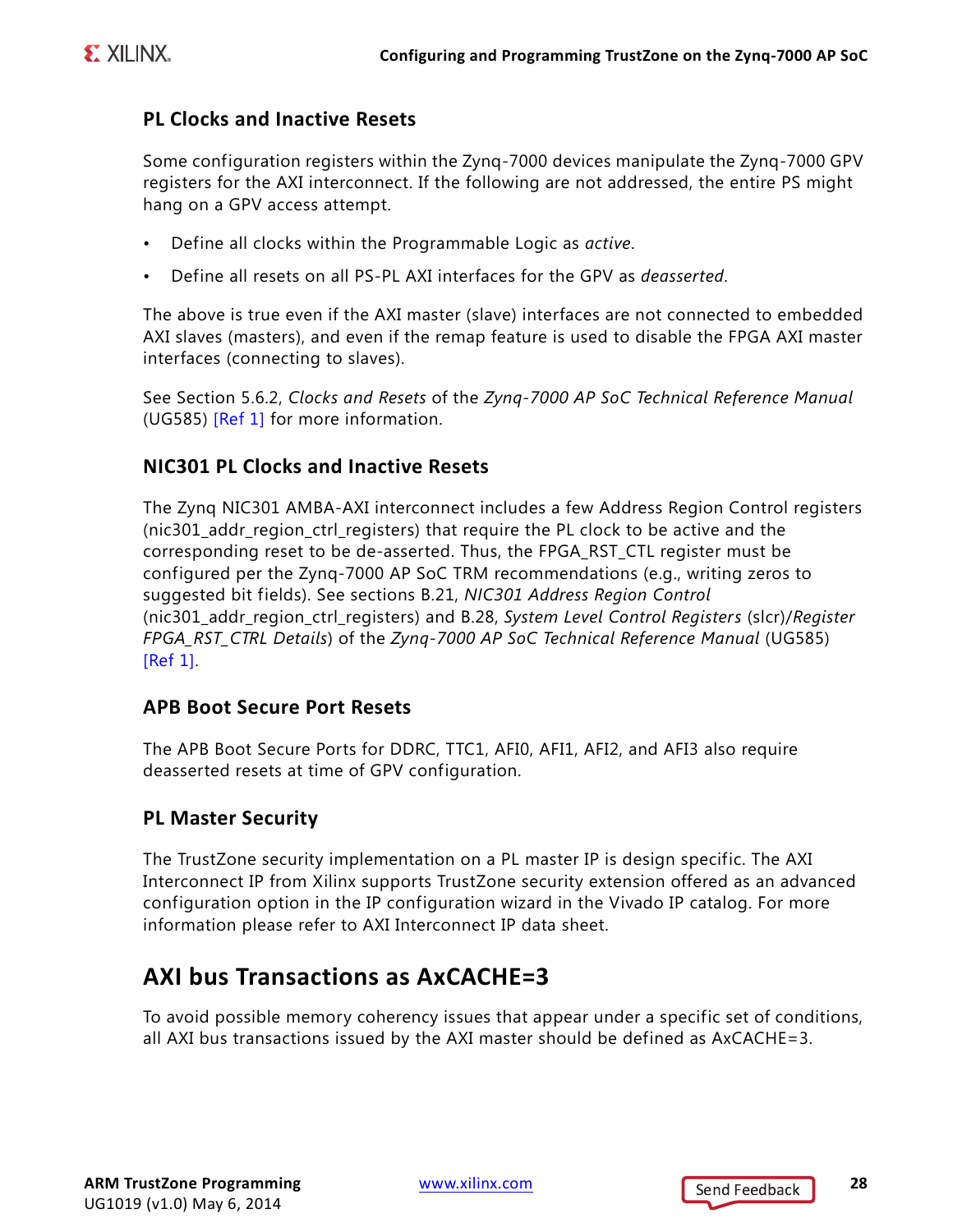### PL Clocks and Inactive Resets

Some configuration registers within the Zynq-7000 devices manipulate the Zynq-7000 GPV registers for the AXI interconnect. If the following are not addressed, the entire PS might hang on a GPV access attempt.

- Define all clocks within the Programmable Logic as *active*.
- Define all resets on all PS-PL AXI interfaces for the GPV as *deasserted*.

The above is true even if the AXI master (slave) interfaces are not connected to embedded AXI slaves (masters), and even if the remap feature is used to disable the FPGA AXI master interfaces (connecting to slaves).

See Section 5.6.2, *Clocks and Resets* of the *Zynq-7000 AP SoC Technical Reference Manual* (UG585) [Ref 1] for more information.

### NIC301 PL Clocks and Inactive Resets

The Zynq NIC301 AMBA-AXI interconnect includes a few Address Region Control registers (nic301_addr_region_ctrl_registers) that require the PL clock to be active and the corresponding reset to be de-asserted. Thus, the FPGA_RST_CTL register must be configured per the Zynq-7000 AP SoC TRM recommendations (e.g., writing zeros to suggested bit fields). See sections B.21, *NIC301 Address Region Control* (nic301_addr_region_ctrl_registers) and B.28, *System Level Control Registers* (slcr)/*Register FPGA_RST_CTRL Details*) of the *Zynq-7000 AP SoC Technical Reference Manual* (UG585) [Ref 1].

### APB Boot Secure Port Resets

The APB Boot Secure Ports for DDRC, TTC1, AFI0, AFI1, AFI2, and AFI3 also require deasserted resets at time of GPV configuration.

### PL Master Security

The TrustZone security implementation on a PL master IP is design specific. The AXI Interconnect IP from Xilinx supports TrustZone security extension offered as an advanced configuration option in the IP configuration wizard in the Vivado IP catalog. For more information please refer to AXI Interconnect IP data sheet.

## AXI bus Transactions as AxCACHE=3

To avoid possible memory coherency issues that appear under a specific set of conditions, all AXI bus transactions issued by the AXI master should be defined as AxCACHE=3.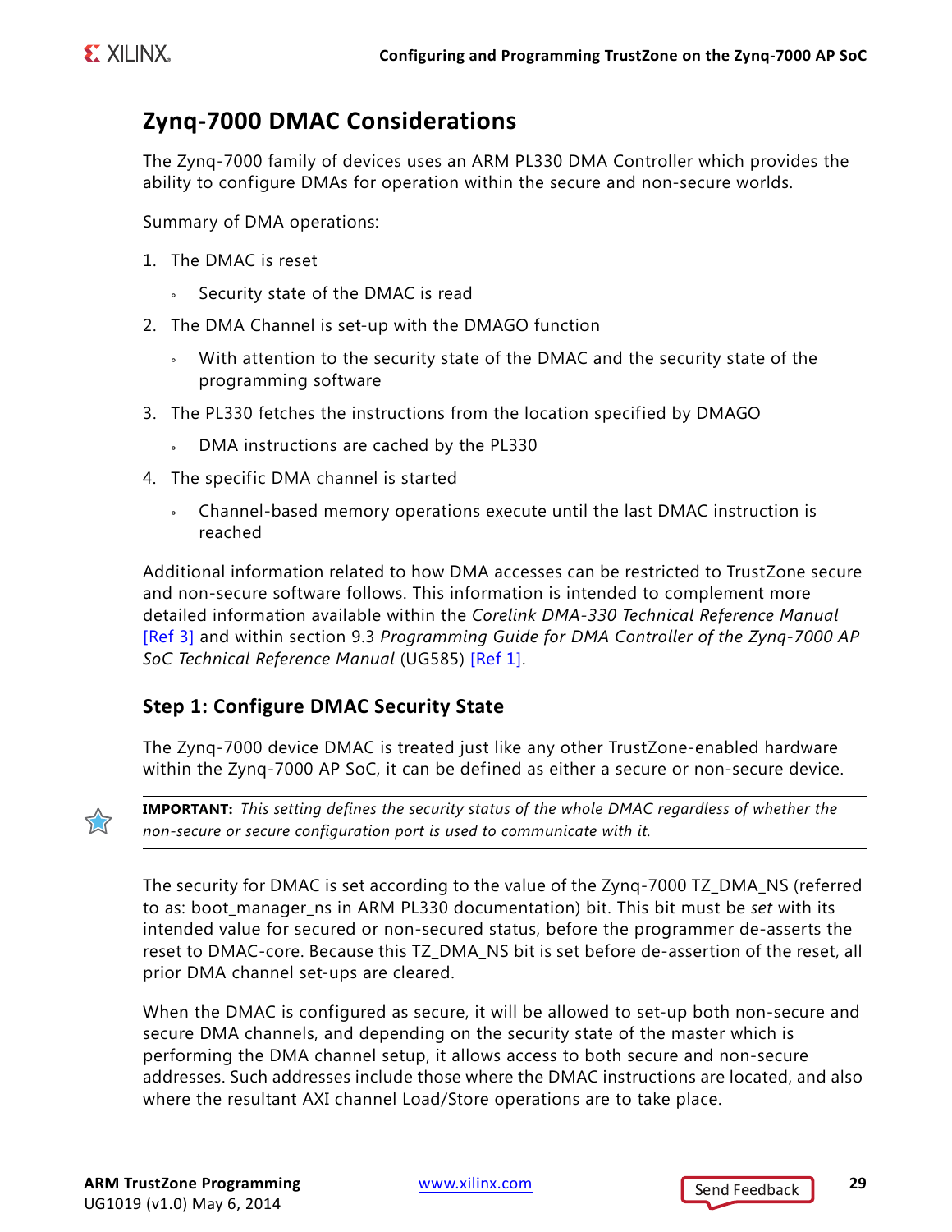## Zynq-7000 DMAC Considerations

The Zynq-7000 family of devices uses an ARM PL330 DMA Controller which provides the ability to configure DMAs for operation within the secure and non-secure worlds.

Summary of DMA operations:

1. The DMAC is reset
   - Security state of the DMAC is read
2. The DMA Channel is set-up with the DMAGO function
   - With attention to the security state of the DMAC and the security state of the programming software
3. The PL330 fetches the instructions from the location specified by DMAGO
   - DMA instructions are cached by the PL330
4. The specific DMA channel is started
   - Channel-based memory operations execute until the last DMAC instruction is reached

Additional information related to how DMA accesses can be restricted to TrustZone secure and non-secure software follows. This information is intended to complement more detailed information available within the *Corelink DMA-330 Technical Reference Manual* [Ref 3] and within section 9.3 *Programming Guide for DMA Controller of the Zynq-7000 AP SoC Technical Reference Manual* (UG585) [Ref 1].

### Step 1: Configure DMAC Security State

The Zynq-7000 device DMAC is treated just like any other TrustZone-enabled hardware within the Zynq-7000 AP SoC, it can be defined as either a secure or non-secure device.

**IMPORTANT:** *This setting defines the security status of the whole DMAC regardless of whether the non-secure or secure configuration port is used to communicate with it.*

The security for DMAC is set according to the value of the Zynq-7000 TZ_DMA_NS (referred to as: boot_manager_ns in ARM PL330 documentation) bit. This bit must be *set* with its intended value for secured or non-secured status, before the programmer de-asserts the reset to DMAC-core. Because this TZ_DMA_NS bit is set before de-assertion of the reset, all prior DMA channel set-ups are cleared.

When the DMAC is configured as secure, it will be allowed to set-up both non-secure and secure DMA channels, and depending on the security state of the master which is performing the DMA channel setup, it allows access to both secure and non-secure addresses. Such addresses include those where the DMAC instructions are located, and also where the resultant AXI channel Load/Store operations are to take place.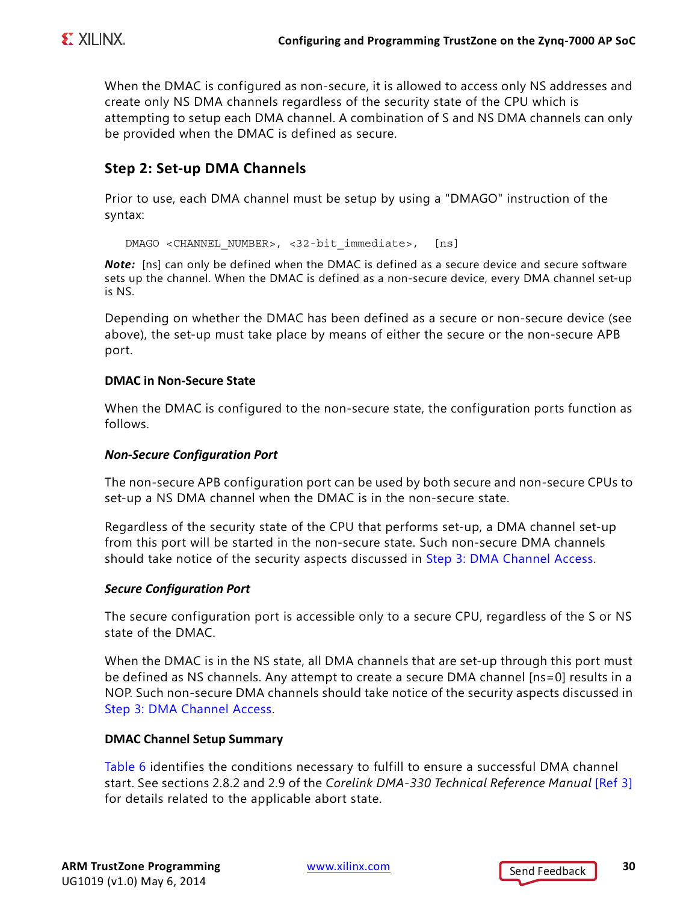When the DMAC is configured as non-secure, it is allowed to access only NS addresses and create only NS DMA channels regardless of the security state of the CPU which is attempting to setup each DMA channel. A combination of S and NS DMA channels can only be provided when the DMAC is defined as secure.

### Step 2: Set-up DMA Channels

Prior to use, each DMA channel must be setup by using a "DMAGO" instruction of the syntax:

```
DMAGO <CHANNEL_NUMBER>, <32-bit_immediate>,  [ns]
```

***Note:*** [ns] can only be defined when the DMAC is defined as a secure device and secure software sets up the channel. When the DMAC is defined as a non-secure device, every DMA channel set-up is NS.

Depending on whether the DMAC has been defined as a secure or non-secure device (see above), the set-up must take place by means of either the secure or the non-secure APB port.

#### DMAC in Non-Secure State

When the DMAC is configured to the non-secure state, the configuration ports function as follows.

##### *Non-Secure Configuration Port*

The non-secure APB configuration port can be used by both secure and non-secure CPUs to set-up a NS DMA channel when the DMAC is in the non-secure state.

Regardless of the security state of the CPU that performs set-up, a DMA channel set-up from this port will be started in the non-secure state. Such non-secure DMA channels should take notice of the security aspects discussed in Step 3: DMA Channel Access.

##### *Secure Configuration Port*

The secure configuration port is accessible only to a secure CPU, regardless of the S or NS state of the DMAC.

When the DMAC is in the NS state, all DMA channels that are set-up through this port must be defined as NS channels. Any attempt to create a secure DMA channel [ns=0] results in a NOP. Such non-secure DMA channels should take notice of the security aspects discussed in Step 3: DMA Channel Access.

#### DMAC Channel Setup Summary

Table 6 identifies the conditions necessary to fulfill to ensure a successful DMA channel start. See sections 2.8.2 and 2.9 of the *Corelink DMA-330 Technical Reference Manual* [Ref 3] for details related to the applicable abort state.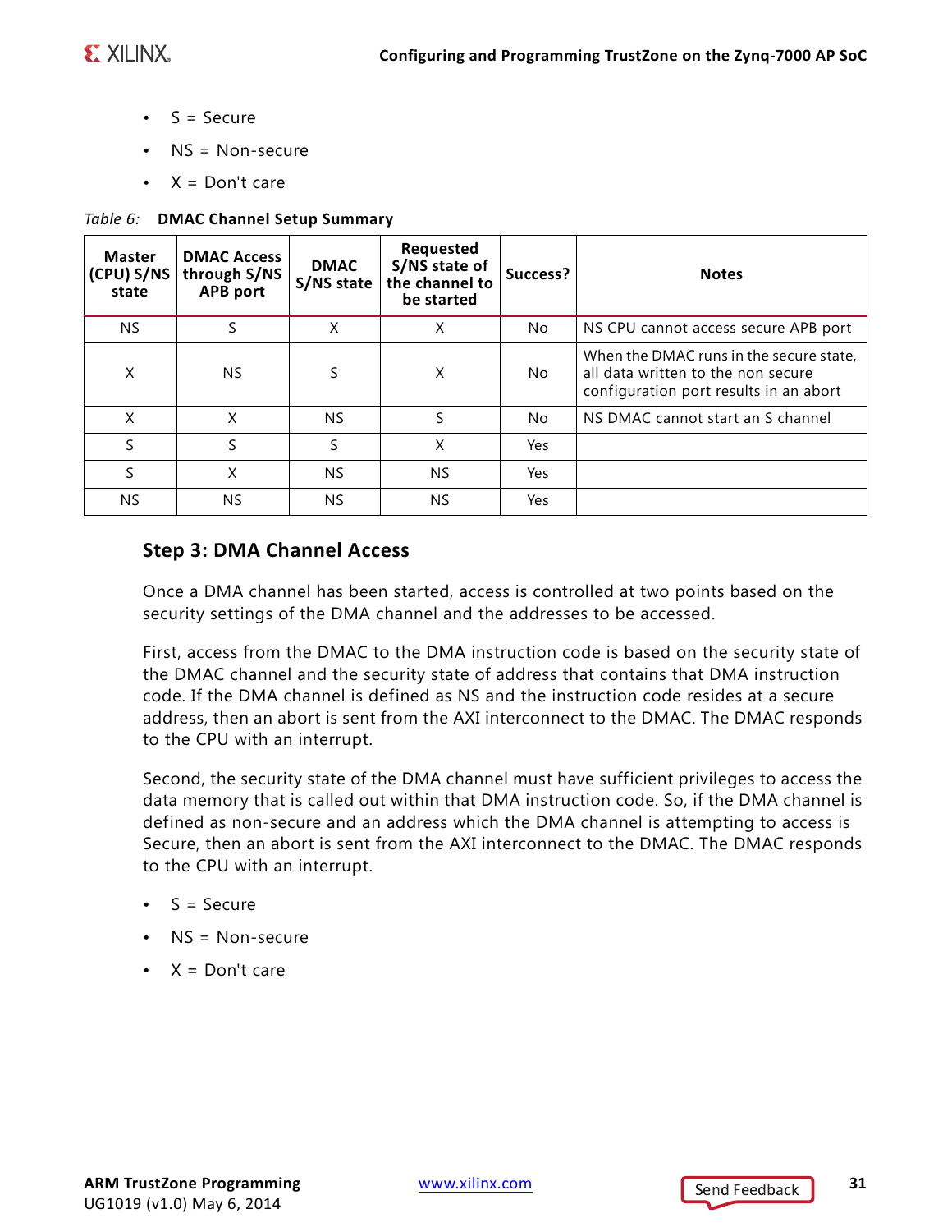- S = Secure
- NS = Non-secure
- X = Don't care

*Table 6:* **DMAC Channel Setup Summary**

| Master (CPU) S/NS state | DMAC Access through S/NS APB port | DMAC S/NS state | Requested S/NS state of the channel to be started | Success? | Notes |
|---|---|---|---|---|---|
| NS | S | X | X | No | NS CPU cannot access secure APB port |
| X | NS | S | X | No | When the DMAC runs in the secure state, all data written to the non secure configuration port results in an abort |
| X | X | NS | S | No | NS DMAC cannot start an S channel |
| S | S | S | X | Yes | |
| S | X | NS | NS | Yes | |
| NS | NS | NS | NS | Yes | |

### Step 3: DMA Channel Access

Once a DMA channel has been started, access is controlled at two points based on the security settings of the DMA channel and the addresses to be accessed.

First, access from the DMAC to the DMA instruction code is based on the security state of the DMAC channel and the security state of address that contains that DMA instruction code. If the DMA channel is defined as NS and the instruction code resides at a secure address, then an abort is sent from the AXI interconnect to the DMAC. The DMAC responds to the CPU with an interrupt.

Second, the security state of the DMA channel must have sufficient privileges to access the data memory that is called out within that DMA instruction code. So, if the DMA channel is defined as non-secure and an address which the DMA channel is attempting to access is Secure, then an abort is sent from the AXI interconnect to the DMAC. The DMAC responds to the CPU with an interrupt.

- S = Secure
- NS = Non-secure
- X = Don't care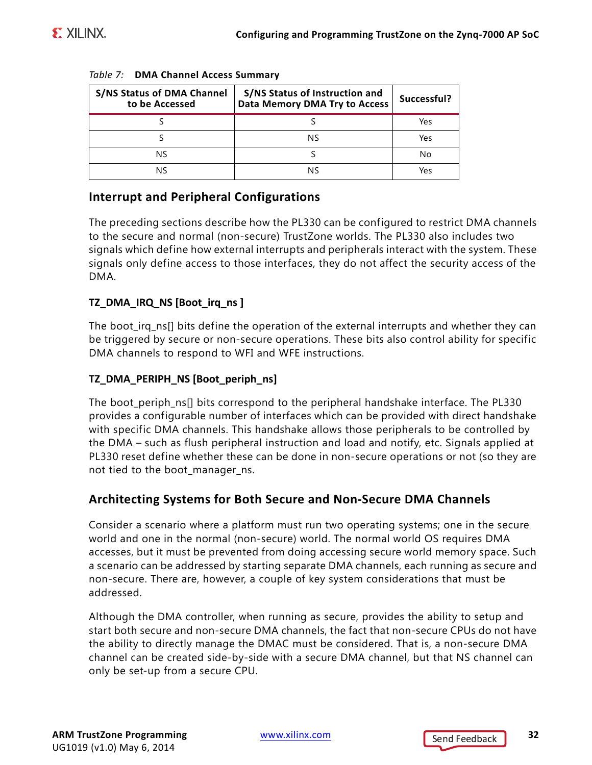*Table 7:* **DMA Channel Access Summary**

| S/NS Status of DMA Channel to be Accessed | S/NS Status of Instruction and Data Memory DMA Try to Access | Successful? |
|---|---|---|
| S | S | Yes |
| S | NS | Yes |
| NS | S | No |
| NS | NS | Yes |

## Interrupt and Peripheral Configurations

The preceding sections describe how the PL330 can be configured to restrict DMA channels to the secure and normal (non-secure) TrustZone worlds. The PL330 also includes two signals which define how external interrupts and peripherals interact with the system. These signals only define access to those interfaces, they do not affect the security access of the DMA.

### TZ_DMA_IRQ_NS [Boot_irq_ns ]

The boot_irq_ns[] bits define the operation of the external interrupts and whether they can be triggered by secure or non-secure operations. These bits also control ability for specific DMA channels to respond to WFI and WFE instructions.

### TZ_DMA_PERIPH_NS [Boot_periph_ns]

The boot_periph_ns[] bits correspond to the peripheral handshake interface. The PL330 provides a configurable number of interfaces which can be provided with direct handshake with specific DMA channels. This handshake allows those peripherals to be controlled by the DMA – such as flush peripheral instruction and load and notify, etc. Signals applied at PL330 reset define whether these can be done in non-secure operations or not (so they are not tied to the boot_manager_ns.

## Architecting Systems for Both Secure and Non-Secure DMA Channels

Consider a scenario where a platform must run two operating systems; one in the secure world and one in the normal (non-secure) world. The normal world OS requires DMA accesses, but it must be prevented from doing accessing secure world memory space. Such a scenario can be addressed by starting separate DMA channels, each running as secure and non-secure. There are, however, a couple of key system considerations that must be addressed.

Although the DMA controller, when running as secure, provides the ability to setup and start both secure and non-secure DMA channels, the fact that non-secure CPUs do not have the ability to directly manage the DMAC must be considered. That is, a non-secure DMA channel can be created side-by-side with a secure DMA channel, but that NS channel can only be set-up from a secure CPU.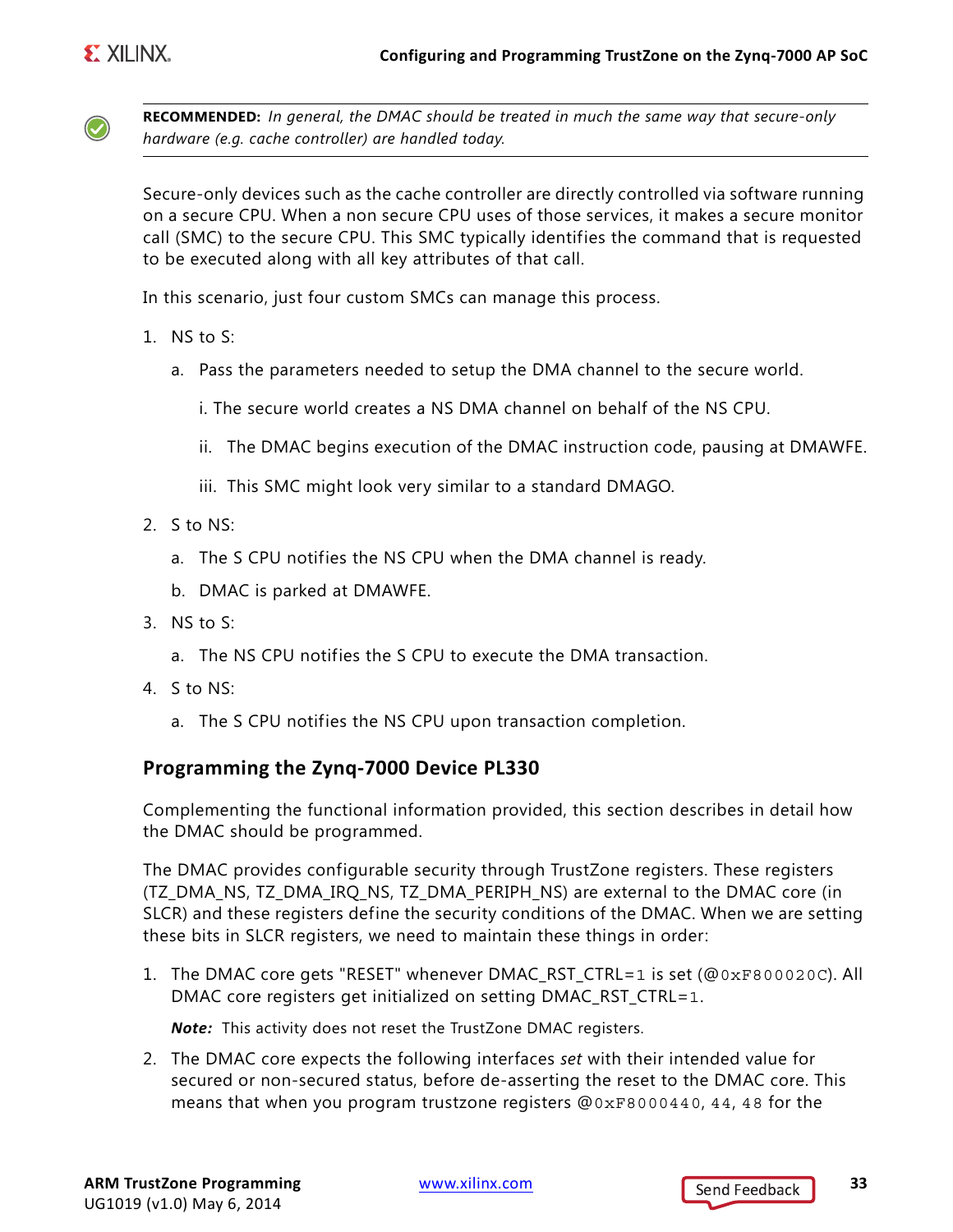**RECOMMENDED:** *In general, the DMAC should be treated in much the same way that secure-only hardware (e.g. cache controller) are handled today.*

Secure-only devices such as the cache controller are directly controlled via software running on a secure CPU. When a non secure CPU uses of those services, it makes a secure monitor call (SMC) to the secure CPU. This SMC typically identifies the command that is requested to be executed along with all key attributes of that call.

In this scenario, just four custom SMCs can manage this process.

1. NS to S:
   a. Pass the parameters needed to setup the DMA channel to the secure world.
      i. The secure world creates a NS DMA channel on behalf of the NS CPU.
      ii. The DMAC begins execution of the DMAC instruction code, pausing at DMAWFE.
      iii. This SMC might look very similar to a standard DMAGO.
2. S to NS:
   a. The S CPU notifies the NS CPU when the DMA channel is ready.
   b. DMAC is parked at DMAWFE.
3. NS to S:
   a. The NS CPU notifies the S CPU to execute the DMA transaction.
4. S to NS:
   a. The S CPU notifies the NS CPU upon transaction completion.

### Programming the Zynq-7000 Device PL330

Complementing the functional information provided, this section describes in detail how the DMAC should be programmed.

The DMAC provides configurable security through TrustZone registers. These registers (TZ_DMA_NS, TZ_DMA_IRQ_NS, TZ_DMA_PERIPH_NS) are external to the DMAC core (in SLCR) and these registers define the security conditions of the DMAC. When we are setting these bits in SLCR registers, we need to maintain these things in order:

1. The DMAC core gets "RESET" whenever DMAC_RST_CTRL=`1` is set (@`0xF800020C`). All DMAC core registers get initialized on setting DMAC_RST_CTRL=`1`.

   ***Note:*** This activity does not reset the TrustZone DMAC registers.

2. The DMAC core expects the following interfaces *set* with their intended value for secured or non-secured status, before de-asserting the reset to the DMAC core. This means that when you program trustzone registers @`0xF8000440`, `44`, `48` for the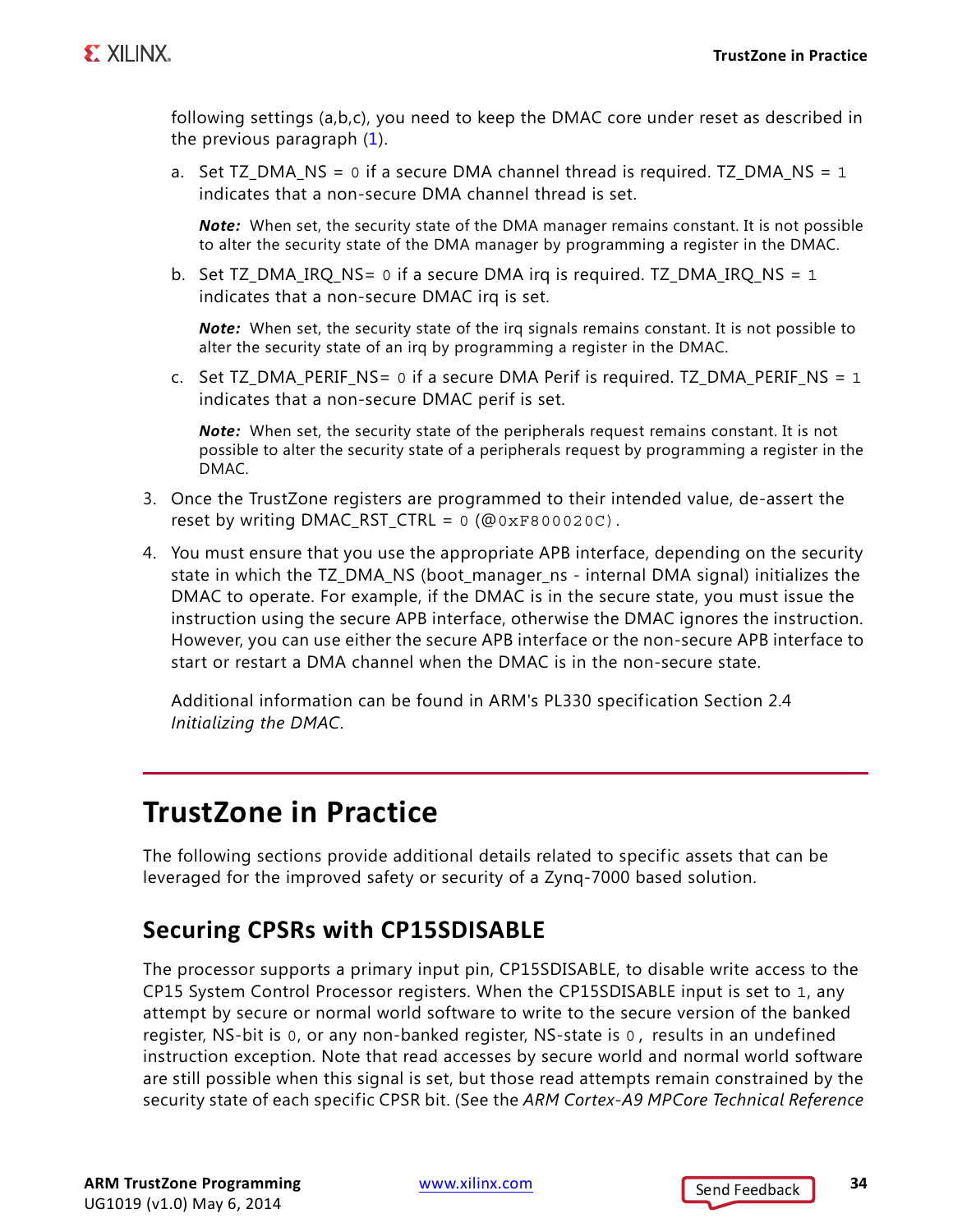following settings (a,b,c), you need to keep the DMAC core under reset as described in the previous paragraph (1).

a. Set TZ_DMA_NS = `0` if a secure DMA channel thread is required. TZ_DMA_NS = `1` indicates that a non-secure DMA channel thread is set.

   ***Note:*** When set, the security state of the DMA manager remains constant. It is not possible to alter the security state of the DMA manager by programming a register in the DMAC.

b. Set TZ_DMA_IRQ_NS= `0` if a secure DMA irq is required. TZ_DMA_IRQ_NS = `1` indicates that a non-secure DMAC irq is set.

   ***Note:*** When set, the security state of the irq signals remains constant. It is not possible to alter the security state of an irq by programming a register in the DMAC.

c. Set TZ_DMA_PERIF_NS= `0` if a secure DMA Perif is required. TZ_DMA_PERIF_NS = `1` indicates that a non-secure DMAC perif is set.

   ***Note:*** When set, the security state of the peripherals request remains constant. It is not possible to alter the security state of a peripherals request by programming a register in the DMAC.

3. Once the TrustZone registers are programmed to their intended value, de-assert the reset by writing DMAC_RST_CTRL = `0` (@`0xF800020C`).

4. You must ensure that you use the appropriate APB interface, depending on the security state in which the TZ_DMA_NS (boot_manager_ns - internal DMA signal) initializes the DMAC to operate. For example, if the DMAC is in the secure state, you must issue the instruction using the secure APB interface, otherwise the DMAC ignores the instruction. However, you can use either the secure APB interface or the non-secure APB interface to start or restart a DMA channel when the DMAC is in the non-secure state.

   Additional information can be found in ARM's PL330 specification Section 2.4 *Initializing the DMAC*.

# TrustZone in Practice

The following sections provide additional details related to specific assets that can be leveraged for the improved safety or security of a Zynq-7000 based solution.

## Securing CPSRs with CP15SDISABLE

The processor supports a primary input pin, CP15SDISABLE, to disable write access to the CP15 System Control Processor registers. When the CP15SDISABLE input is set to `1`, any attempt by secure or normal world software to write to the secure version of the banked register, NS-bit is `0`, or any non-banked register, NS-state is `0`, results in an undefined instruction exception. Note that read accesses by secure world and normal world software are still possible when this signal is set, but those read attempts remain constrained by the security state of each specific CPSR bit. (See the *ARM Cortex-A9 MPCore Technical Reference*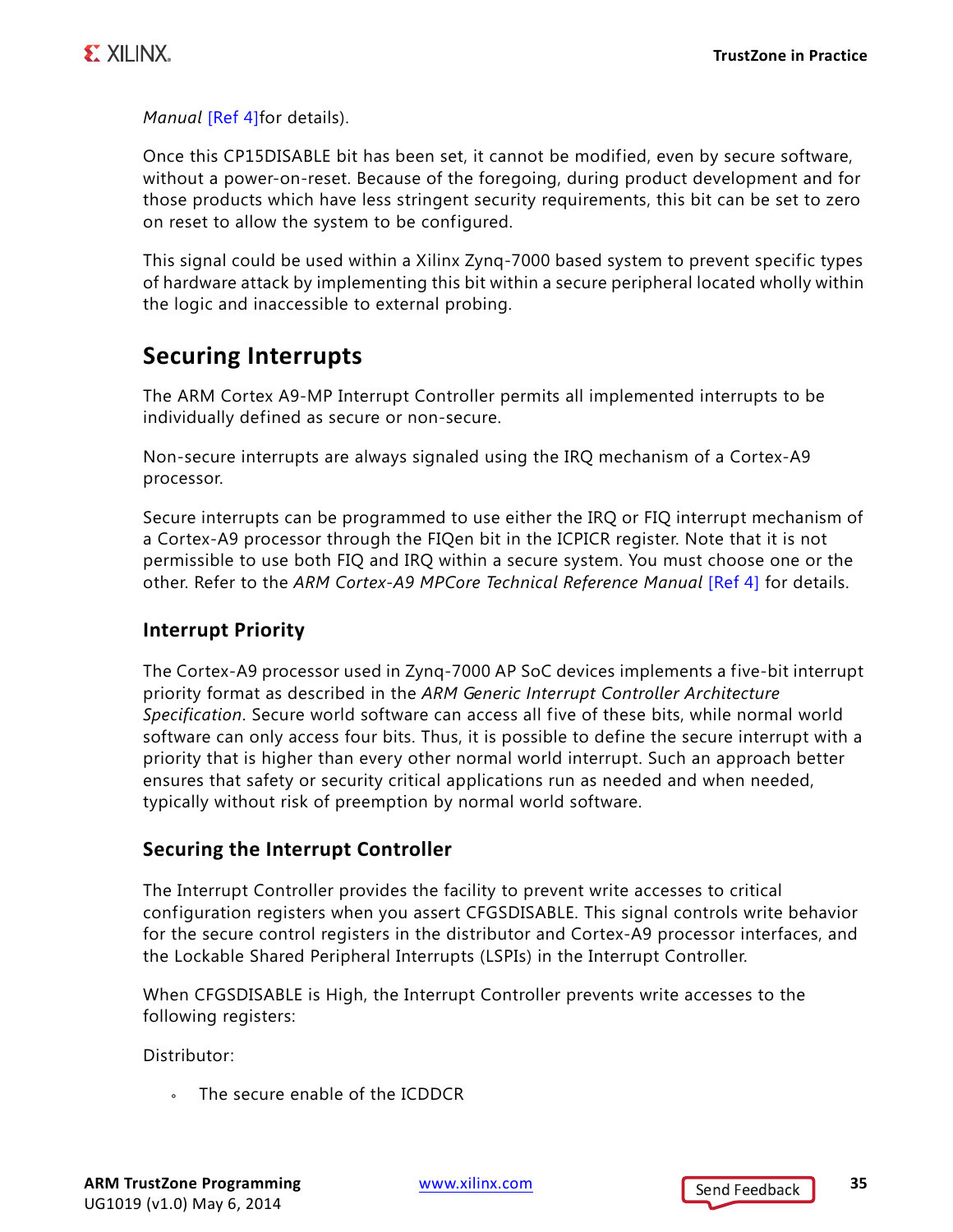*Manual* [Ref 4]for details).

Once this CP15DISABLE bit has been set, it cannot be modified, even by secure software, without a power-on-reset. Because of the foregoing, during product development and for those products which have less stringent security requirements, this bit can be set to zero on reset to allow the system to be configured.

This signal could be used within a Xilinx Zynq-7000 based system to prevent specific types of hardware attack by implementing this bit within a secure peripheral located wholly within the logic and inaccessible to external probing.

## Securing Interrupts

The ARM Cortex A9-MP Interrupt Controller permits all implemented interrupts to be individually defined as secure or non-secure.

Non-secure interrupts are always signaled using the IRQ mechanism of a Cortex-A9 processor.

Secure interrupts can be programmed to use either the IRQ or FIQ interrupt mechanism of a Cortex-A9 processor through the FIQen bit in the ICPICR register. Note that it is not permissible to use both FIQ and IRQ within a secure system. You must choose one or the other. Refer to the *ARM Cortex-A9 MPCore Technical Reference Manual* [Ref 4] for details.

### Interrupt Priority

The Cortex-A9 processor used in Zynq-7000 AP SoC devices implements a five-bit interrupt priority format as described in the *ARM Generic Interrupt Controller Architecture Specification*. Secure world software can access all five of these bits, while normal world software can only access four bits. Thus, it is possible to define the secure interrupt with a priority that is higher than every other normal world interrupt. Such an approach better ensures that safety or security critical applications run as needed and when needed, typically without risk of preemption by normal world software.

### Securing the Interrupt Controller

The Interrupt Controller provides the facility to prevent write accesses to critical configuration registers when you assert CFGSDISABLE. This signal controls write behavior for the secure control registers in the distributor and Cortex-A9 processor interfaces, and the Lockable Shared Peripheral Interrupts (LSPIs) in the Interrupt Controller.

When CFGSDISABLE is High, the Interrupt Controller prevents write accesses to the following registers:

Distributor:

- The secure enable of the ICDDCR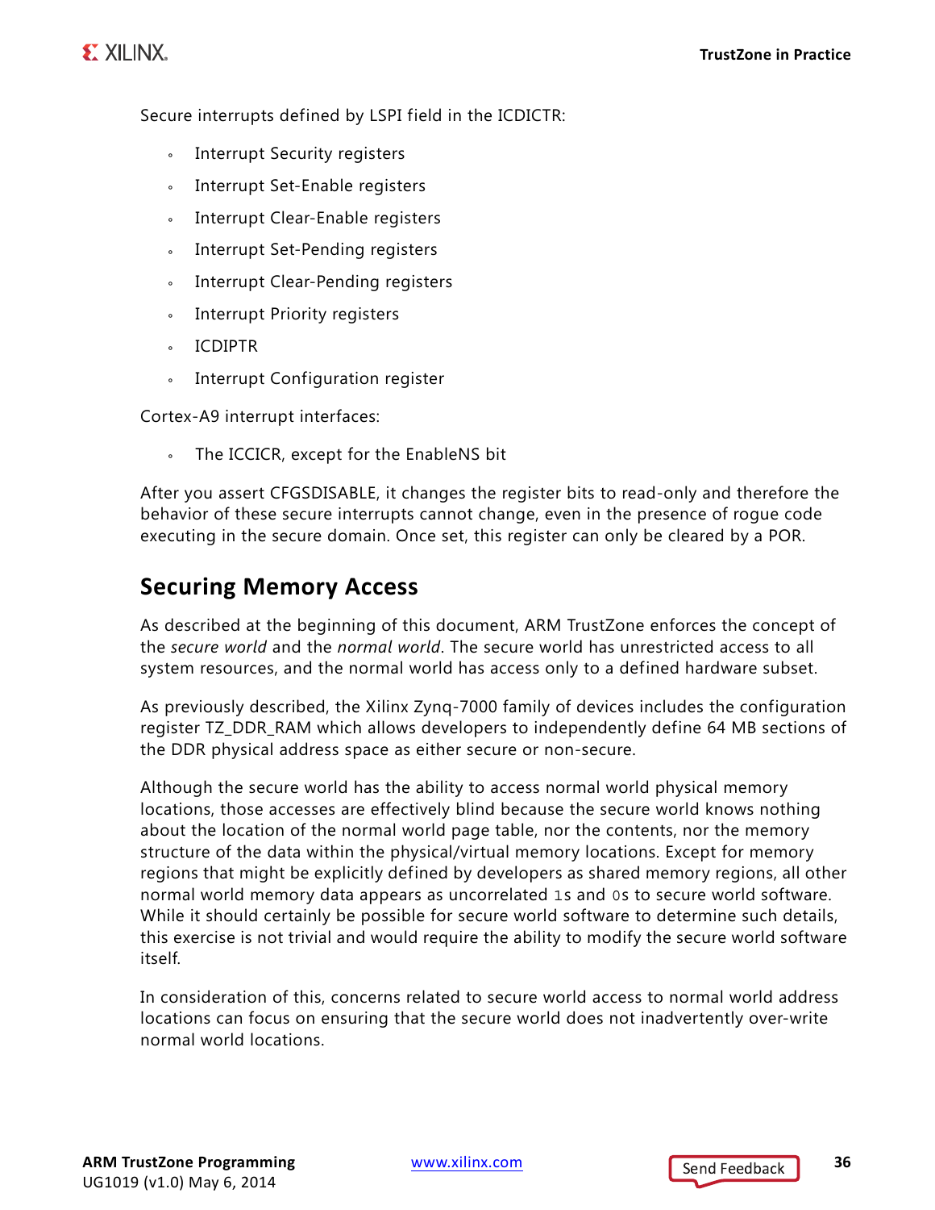Secure interrupts defined by LSPI field in the ICDICTR:

- Interrupt Security registers
- Interrupt Set-Enable registers
- Interrupt Clear-Enable registers
- Interrupt Set-Pending registers
- Interrupt Clear-Pending registers
- Interrupt Priority registers
- ICDIPTR
- Interrupt Configuration register

Cortex-A9 interrupt interfaces:

- The ICCICR, except for the EnableNS bit

After you assert CFGSDISABLE, it changes the register bits to read-only and therefore the behavior of these secure interrupts cannot change, even in the presence of rogue code executing in the secure domain. Once set, this register can only be cleared by a POR.

## Securing Memory Access

As described at the beginning of this document, ARM TrustZone enforces the concept of the *secure world* and the *normal world*. The secure world has unrestricted access to all system resources, and the normal world has access only to a defined hardware subset.

As previously described, the Xilinx Zynq-7000 family of devices includes the configuration register TZ_DDR_RAM which allows developers to independently define 64 MB sections of the DDR physical address space as either secure or non-secure.

Although the secure world has the ability to access normal world physical memory locations, those accesses are effectively blind because the secure world knows nothing about the location of the normal world page table, nor the contents, nor the memory structure of the data within the physical/virtual memory locations. Except for memory regions that might be explicitly defined by developers as shared memory regions, all other normal world memory data appears as uncorrelated `1`s and `0`s to secure world software. While it should certainly be possible for secure world software to determine such details, this exercise is not trivial and would require the ability to modify the secure world software itself.

In consideration of this, concerns related to secure world access to normal world address locations can focus on ensuring that the secure world does not inadvertently over-write normal world locations.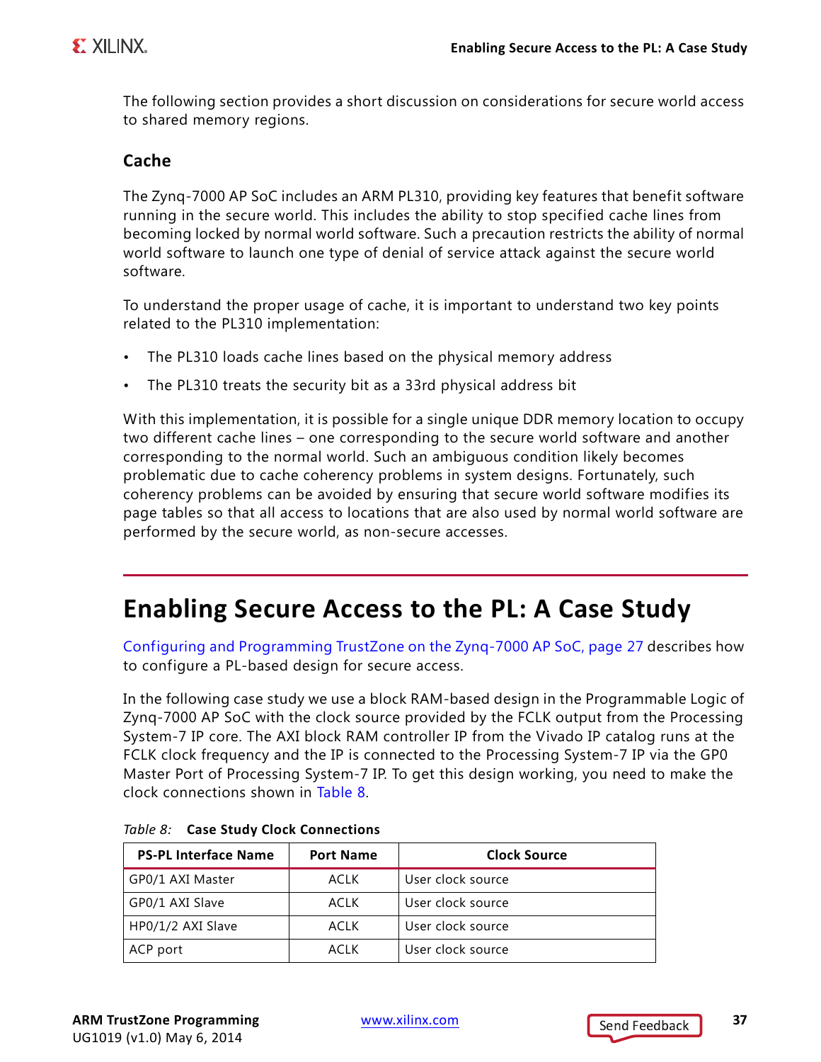The following section provides a short discussion on considerations for secure world access to shared memory regions.

### Cache

The Zynq-7000 AP SoC includes an ARM PL310, providing key features that benefit software running in the secure world. This includes the ability to stop specified cache lines from becoming locked by normal world software. Such a precaution restricts the ability of normal world software to launch one type of denial of service attack against the secure world software.

To understand the proper usage of cache, it is important to understand two key points related to the PL310 implementation:

- The PL310 loads cache lines based on the physical memory address
- The PL310 treats the security bit as a 33rd physical address bit

With this implementation, it is possible for a single unique DDR memory location to occupy two different cache lines – one corresponding to the secure world software and another corresponding to the normal world. Such an ambiguous condition likely becomes problematic due to cache coherency problems in system designs. Fortunately, such coherency problems can be avoided by ensuring that secure world software modifies its page tables so that all access to locations that are also used by normal world software are performed by the secure world, as non-secure accesses.

## Enabling Secure Access to the PL: A Case Study

Configuring and Programming TrustZone on the Zynq-7000 AP SoC, page 27 describes how to configure a PL-based design for secure access.

In the following case study we use a block RAM-based design in the Programmable Logic of Zynq-7000 AP SoC with the clock source provided by the FCLK output from the Processing System-7 IP core. The AXI block RAM controller IP from the Vivado IP catalog runs at the FCLK clock frequency and the IP is connected to the Processing System-7 IP via the GP0 Master Port of Processing System-7 IP. To get this design working, you need to make the clock connections shown in Table 8.

*Table 8:* **Case Study Clock Connections**

| PS-PL Interface Name | Port Name | Clock Source |
|---|---|---|
| GP0/1 AXI Master | ACLK | User clock source |
| GP0/1 AXI Slave | ACLK | User clock source |
| HP0/1/2 AXI Slave | ACLK | User clock source |
| ACP port | ACLK | User clock source |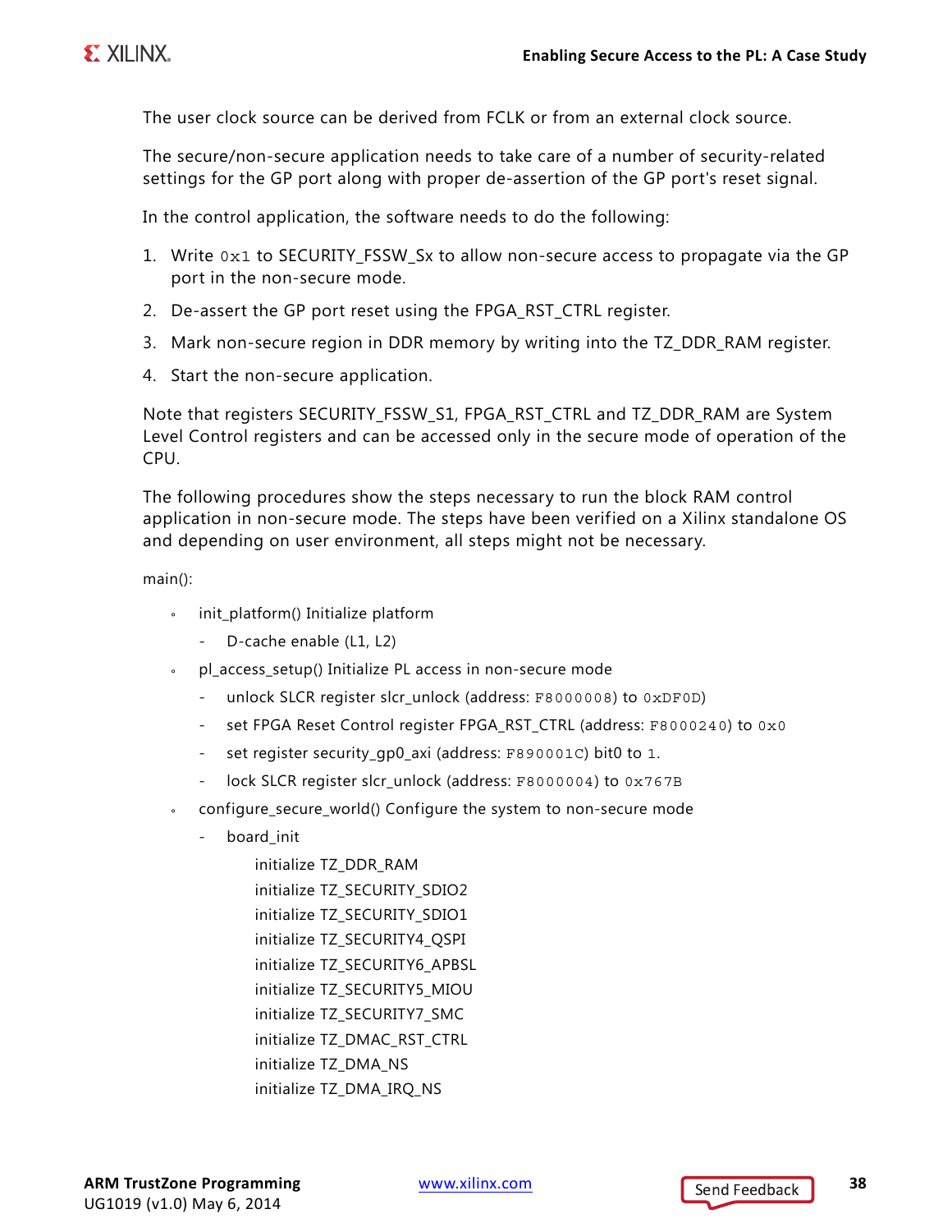The user clock source can be derived from FCLK or from an external clock source.

The secure/non-secure application needs to take care of a number of security-related settings for the GP port along with proper de-assertion of the GP port's reset signal.

In the control application, the software needs to do the following:

1. Write `0x1` to SECURITY_FSSW_Sx to allow non-secure access to propagate via the GP port in the non-secure mode.
2. De-assert the GP port reset using the FPGA_RST_CTRL register.
3. Mark non-secure region in DDR memory by writing into the TZ_DDR_RAM register.
4. Start the non-secure application.

Note that registers SECURITY_FSSW_S1, FPGA_RST_CTRL and TZ_DDR_RAM are System Level Control registers and can be accessed only in the secure mode of operation of the CPU.

The following procedures show the steps necessary to run the block RAM control application in non-secure mode. The steps have been verified on a Xilinx standalone OS and depending on user environment, all steps might not be necessary.

main():

- init_platform() Initialize platform
  - D-cache enable (L1, L2)
- pl_access_setup() Initialize PL access in non-secure mode
  - unlock SLCR register slcr_unlock (address: `F8000008`) to `0xDF0D`)
  - set FPGA Reset Control register FPGA_RST_CTRL (address: `F8000240`) to `0x0`
  - set register security_gp0_axi (address: `F890001C`) bit0 to `1`.
  - lock SLCR register slcr_unlock (address: `F8000004`) to `0x767B`
- configure_secure_world() Configure the system to non-secure mode
  - board_init

    initialize TZ_DDR_RAM

    initialize TZ_SECURITY_SDIO2

    initialize TZ_SECURITY_SDIO1

    initialize TZ_SECURITY4_QSPI

    initialize TZ_SECURITY6_APBSL

    initialize TZ_SECURITY5_MIOU

    initialize TZ_SECURITY7_SMC

    initialize TZ_DMAC_RST_CTRL

    initialize TZ_DMA_NS

    initialize TZ_DMA_IRQ_NS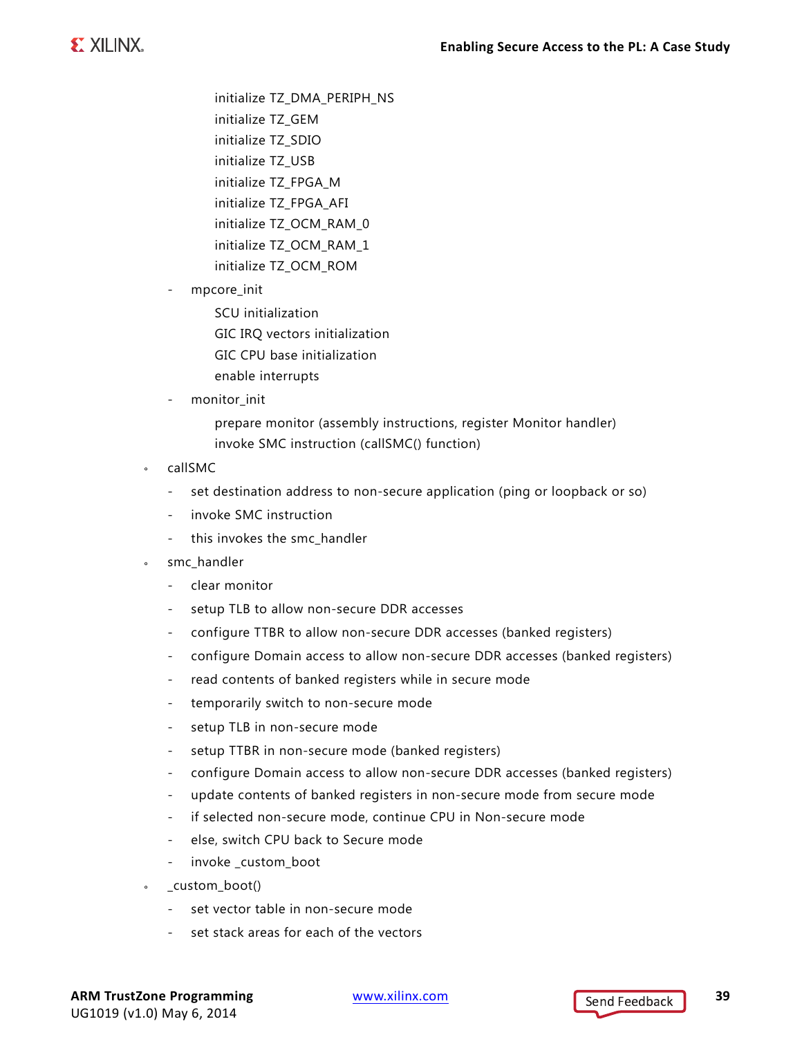- initialize TZ_DMA_PERIPH_NS
        - initialize TZ_GEM
        - initialize TZ_SDIO
        - initialize TZ_USB
        - initialize TZ_FPGA_M
        - initialize TZ_FPGA_AFI
        - initialize TZ_OCM_RAM_0
        - initialize TZ_OCM_RAM_1
        - initialize TZ_OCM_ROM
    - mpcore_init
        - SCU initialization
        - GIC IRQ vectors initialization
        - GIC CPU base initialization
        - enable interrupts
    - monitor_init
        - prepare monitor (assembly instructions, register Monitor handler)
        - invoke SMC instruction (callSMC() function)
- callSMC
    - set destination address to non-secure application (ping or loopback or so)
    - invoke SMC instruction
    - this invokes the smc_handler
- smc_handler
    - clear monitor
    - setup TLB to allow non-secure DDR accesses
    - configure TTBR to allow non-secure DDR accesses (banked registers)
    - configure Domain access to allow non-secure DDR accesses (banked registers)
    - read contents of banked registers while in secure mode
    - temporarily switch to non-secure mode
    - setup TLB in non-secure mode
    - setup TTBR in non-secure mode (banked registers)
    - configure Domain access to allow non-secure DDR accesses (banked registers)
    - update contents of banked registers in non-secure mode from secure mode
    - if selected non-secure mode, continue CPU in Non-secure mode
    - else, switch CPU back to Secure mode
    - invoke _custom_boot
- _custom_boot()
    - set vector table in non-secure mode
    - set stack areas for each of the vectors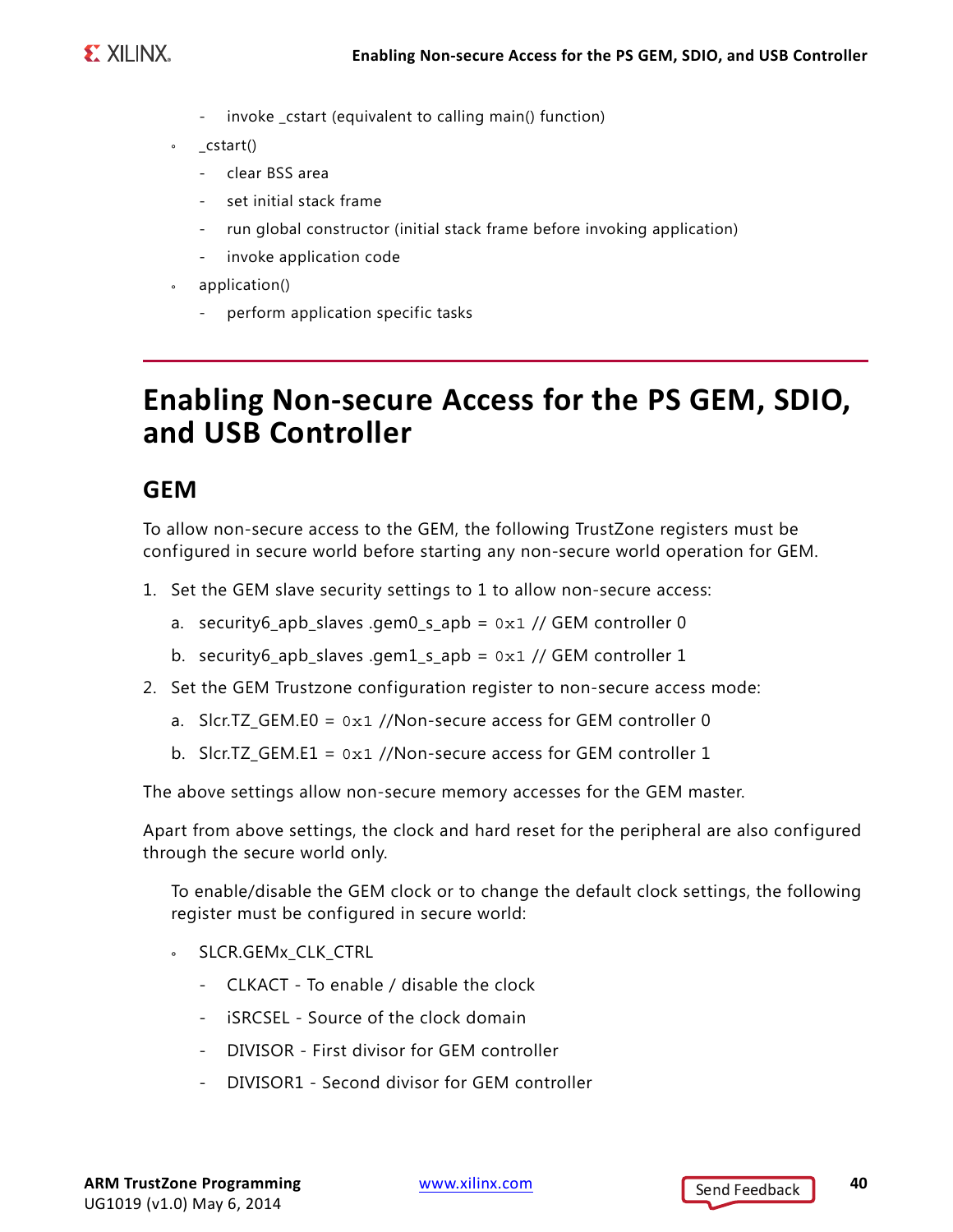- invoke _cstart (equivalent to calling main() function)
- _cstart()
  - clear BSS area
  - set initial stack frame
  - run global constructor (initial stack frame before invoking application)
  - invoke application code
- application()
  - perform application specific tasks

# Enabling Non-secure Access for the PS GEM, SDIO, and USB Controller

## GEM

To allow non-secure access to the GEM, the following TrustZone registers must be configured in secure world before starting any non-secure world operation for GEM.

1. Set the GEM slave security settings to 1 to allow non-secure access:
   a. security6_apb_slaves .gem0_s_apb = `0x1` // GEM controller 0
   b. security6_apb_slaves .gem1_s_apb = `0x1` // GEM controller 1
2. Set the GEM Trustzone configuration register to non-secure access mode:
   a. Slcr.TZ_GEM.E0 = `0x1` //Non-secure access for GEM controller 0
   b. Slcr.TZ_GEM.E1 = `0x1` //Non-secure access for GEM controller 1

The above settings allow non-secure memory accesses for the GEM master.

Apart from above settings, the clock and hard reset for the peripheral are also configured through the secure world only.

To enable/disable the GEM clock or to change the default clock settings, the following register must be configured in secure world:

- SLCR.GEMx_CLK_CTRL
  - CLKACT - To enable / disable the clock
  - iSRCSEL - Source of the clock domain
  - DIVISOR - First divisor for GEM controller
  - DIVISOR1 - Second divisor for GEM controller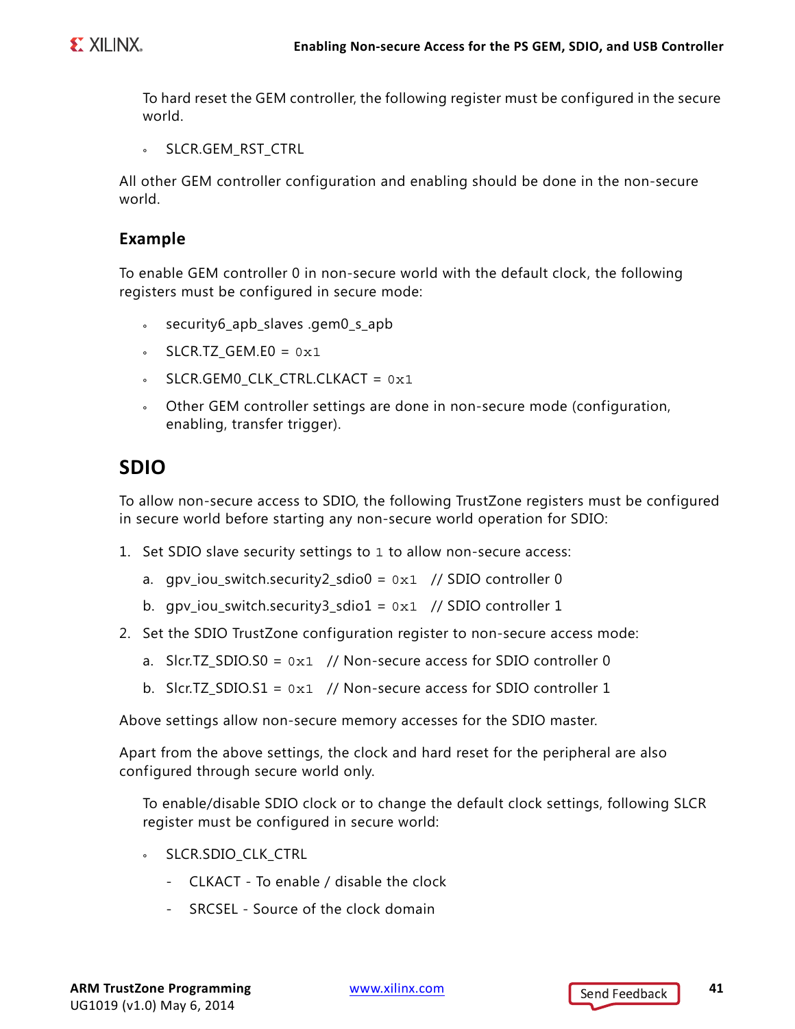To hard reset the GEM controller, the following register must be configured in the secure world.

- SLCR.GEM_RST_CTRL

All other GEM controller configuration and enabling should be done in the non-secure world.

### Example

To enable GEM controller 0 in non-secure world with the default clock, the following registers must be configured in secure mode:

- security6_apb_slaves .gem0_s_apb
- SLCR.TZ_GEM.E0 = `0x1`
- SLCR.GEM0_CLK_CTRL.CLKACT = `0x1`
- Other GEM controller settings are done in non-secure mode (configuration, enabling, transfer trigger).

## SDIO

To allow non-secure access to SDIO, the following TrustZone registers must be configured in secure world before starting any non-secure world operation for SDIO:

1. Set SDIO slave security settings to `1` to allow non-secure access:
   a. gpv_iou_switch.security2_sdio0 = `0x1` // SDIO controller 0
   b. gpv_iou_switch.security3_sdio1 = `0x1` // SDIO controller 1
2. Set the SDIO TrustZone configuration register to non-secure access mode:
   a. Slcr.TZ_SDIO.S0 = `0x1` // Non-secure access for SDIO controller 0
   b. Slcr.TZ_SDIO.S1 = `0x1` // Non-secure access for SDIO controller 1

Above settings allow non-secure memory accesses for the SDIO master.

Apart from the above settings, the clock and hard reset for the peripheral are also configured through secure world only.

To enable/disable SDIO clock or to change the default clock settings, following SLCR register must be configured in secure world:

- SLCR.SDIO_CLK_CTRL
  - CLKACT - To enable / disable the clock
  - SRCSEL - Source of the clock domain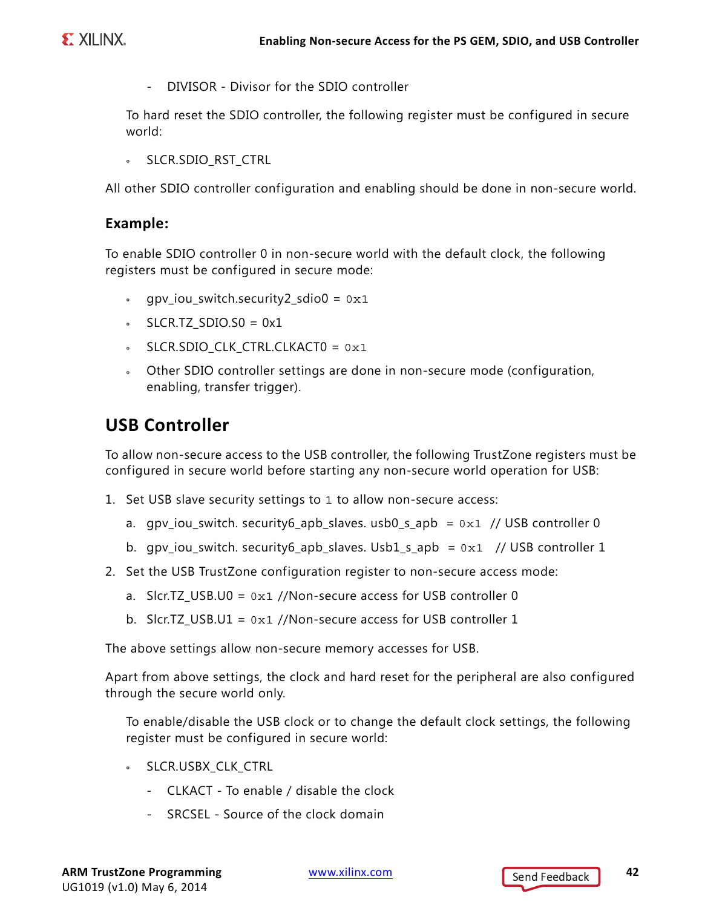- DIVISOR - Divisor for the SDIO controller

To hard reset the SDIO controller, the following register must be configured in secure world:

- SLCR.SDIO_RST_CTRL

All other SDIO controller configuration and enabling should be done in non-secure world.

### Example:

To enable SDIO controller 0 in non-secure world with the default clock, the following registers must be configured in secure mode:

- gpv_iou_switch.security2_sdio0 = `0x1`
- SLCR.TZ_SDIO.S0 = 0x1
- SLCR.SDIO_CLK_CTRL.CLKACT0 = `0x1`
- Other SDIO controller settings are done in non-secure mode (configuration, enabling, transfer trigger).

## USB Controller

To allow non-secure access to the USB controller, the following TrustZone registers must be configured in secure world before starting any non-secure world operation for USB:

1. Set USB slave security settings to `1` to allow non-secure access:
   a. gpv_iou_switch. security6_apb_slaves. usb0_s_apb = `0x1` // USB controller 0
   b. gpv_iou_switch. security6_apb_slaves. Usb1_s_apb = `0x1` // USB controller 1
2. Set the USB TrustZone configuration register to non-secure access mode:
   a. Slcr.TZ_USB.U0 = `0x1` //Non-secure access for USB controller 0
   b. Slcr.TZ_USB.U1 = `0x1` //Non-secure access for USB controller 1

The above settings allow non-secure memory accesses for USB.

Apart from above settings, the clock and hard reset for the peripheral are also configured through the secure world only.

To enable/disable the USB clock or to change the default clock settings, the following register must be configured in secure world:

- SLCR.USBX_CLK_CTRL
  - CLKACT - To enable / disable the clock
  - SRCSEL - Source of the clock domain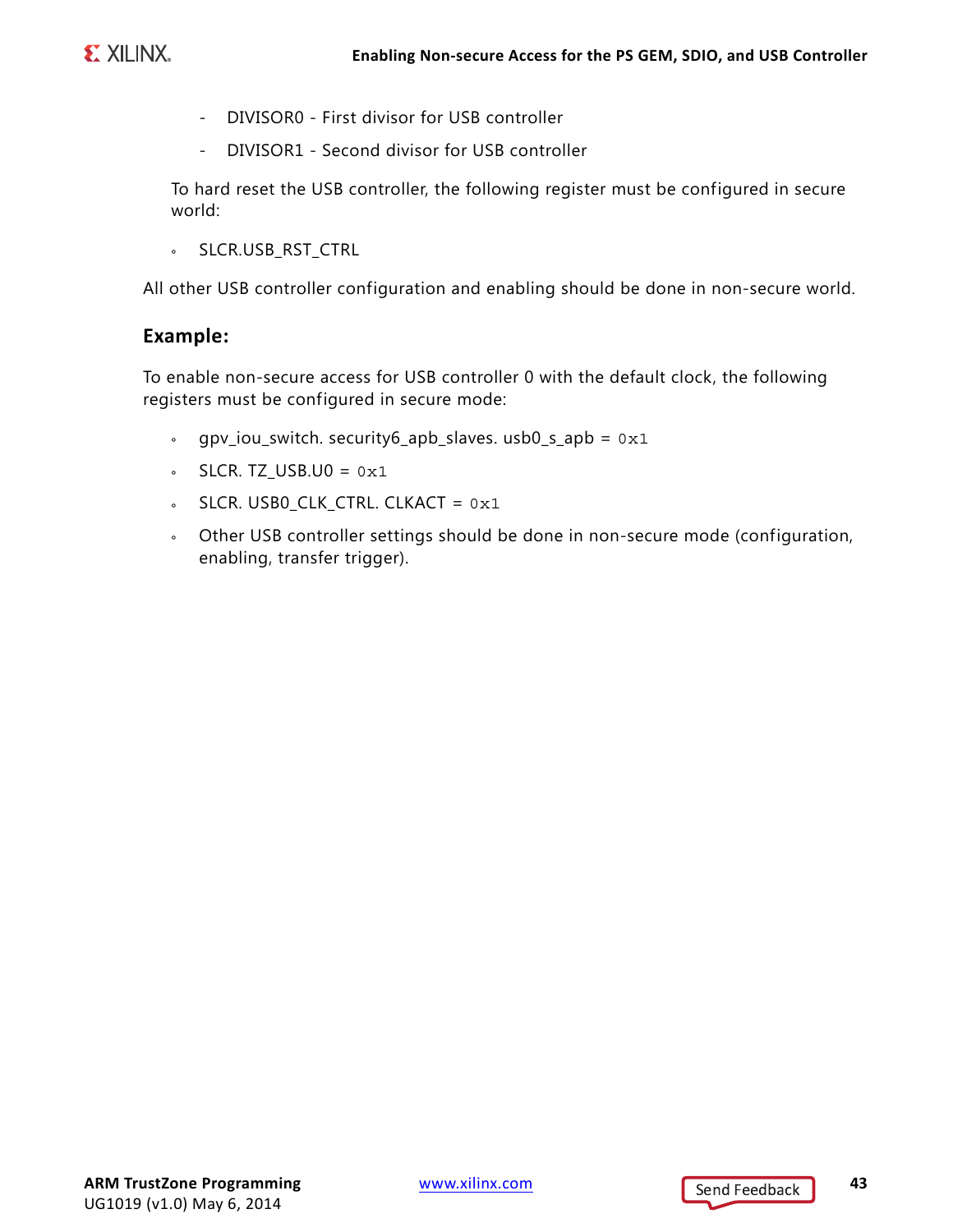- DIVISOR0 - First divisor for USB controller
- DIVISOR1 - Second divisor for USB controller

To hard reset the USB controller, the following register must be configured in secure world:

- SLCR.USB_RST_CTRL

All other USB controller configuration and enabling should be done in non-secure world.

### Example:

To enable non-secure access for USB controller 0 with the default clock, the following registers must be configured in secure mode:

- gpv_iou_switch. security6_apb_slaves. usb0_s_apb = `0x1`
- SLCR. TZ_USB.U0 = `0x1`
- SLCR. USB0_CLK_CTRL. CLKACT = `0x1`
- Other USB controller settings should be done in non-secure mode (configuration, enabling, transfer trigger).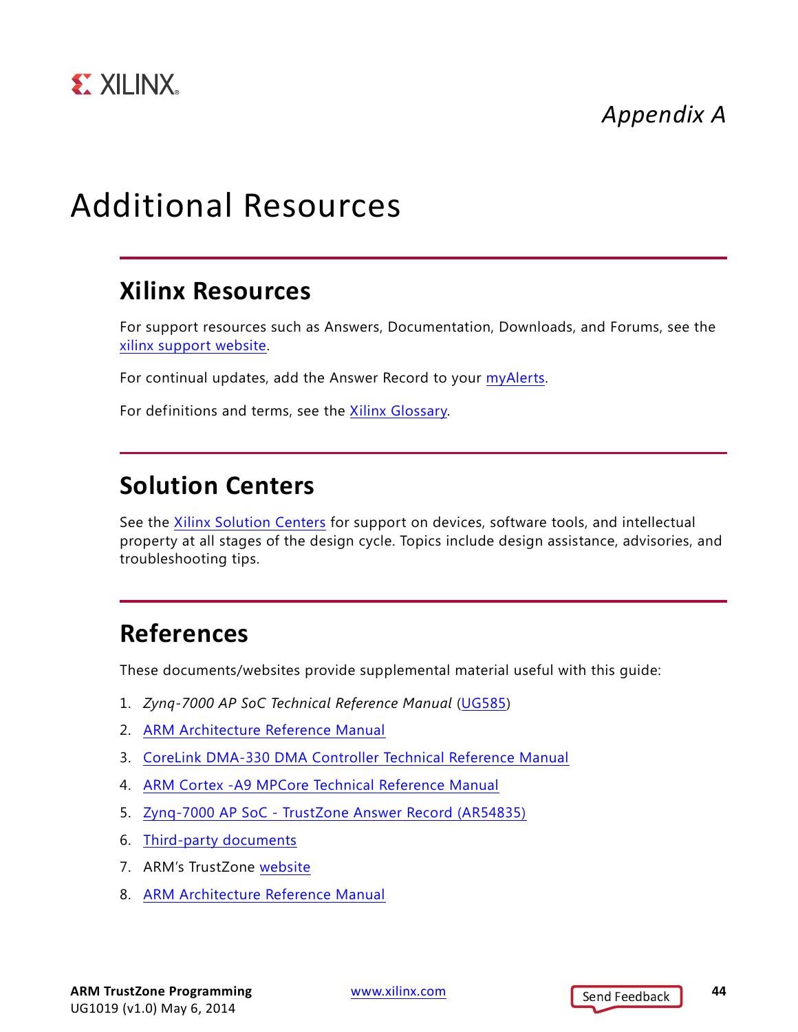*Appendix A*

# Additional Resources

## Xilinx Resources

For support resources such as Answers, Documentation, Downloads, and Forums, see the xilinx support website.

For continual updates, add the Answer Record to your myAlerts.

For definitions and terms, see the Xilinx Glossary.

## Solution Centers

See the Xilinx Solution Centers for support on devices, software tools, and intellectual property at all stages of the design cycle. Topics include design assistance, advisories, and troubleshooting tips.

## References

These documents/websites provide supplemental material useful with this guide:

1. *Zynq-7000 AP SoC Technical Reference Manual* (UG585)
2. ARM Architecture Reference Manual
3. CoreLink DMA-330 DMA Controller Technical Reference Manual
4. ARM Cortex -A9 MPCore Technical Reference Manual
5. Zynq-7000 AP SoC - TrustZone Answer Record (AR54835)
6. Third-party documents
7. ARM's TrustZone website
8. ARM Architecture Reference Manual